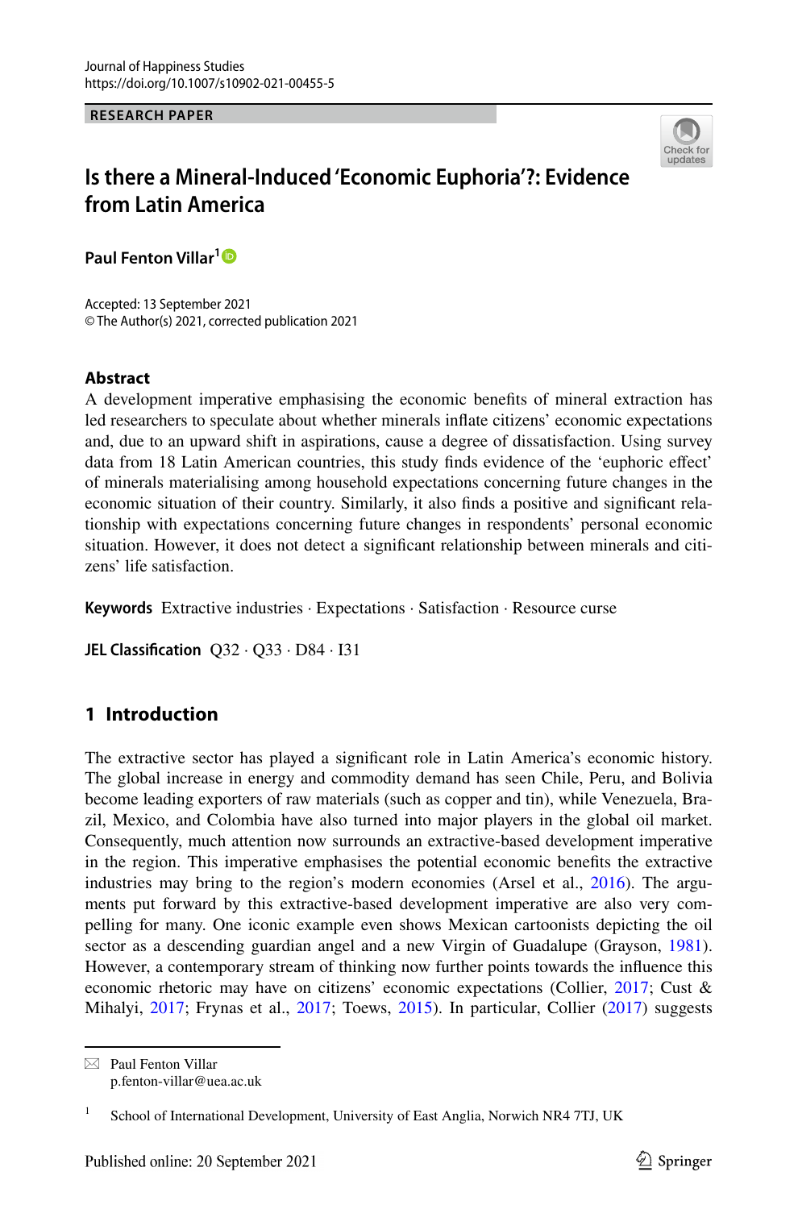Journal of Happiness Studies
https://doi.org/10.1007/s10902-021-00455-5

RESEARCH PAPER

# Is there a Mineral-Induced 'Economic Euphoria'?: Evidence from Latin America

**Paul Fenton Villar**[1]

Accepted: 13 September 2021
© The Author(s) 2021, corrected publication 2021

## Abstract

A development imperative emphasising the economic benefits of mineral extraction has led researchers to speculate about whether minerals inflate citizens' economic expectations and, due to an upward shift in aspirations, cause a degree of dissatisfaction. Using survey data from 18 Latin American countries, this study finds evidence of the 'euphoric effect' of minerals materialising among household expectations concerning future changes in the economic situation of their country. Similarly, it also finds a positive and significant relationship with expectations concerning future changes in respondents' personal economic situation. However, it does not detect a significant relationship between minerals and citizens' life satisfaction.

**Keywords** Extractive industries · Expectations · Satisfaction · Resource curse

**JEL Classification** Q32 · Q33 · D84 · I31

## 1 Introduction

The extractive sector has played a significant role in Latin America's economic history. The global increase in energy and commodity demand has seen Chile, Peru, and Bolivia become leading exporters of raw materials (such as copper and tin), while Venezuela, Brazil, Mexico, and Colombia have also turned into major players in the global oil market. Consequently, much attention now surrounds an extractive-based development imperative in the region. This imperative emphasises the potential economic benefits the extractive industries may bring to the region's modern economies (Arsel et al., 2016). The arguments put forward by this extractive-based development imperative are also very compelling for many. One iconic example even shows Mexican cartoonists depicting the oil sector as a descending guardian angel and a new Virgin of Guadalupe (Grayson, 1981). However, a contemporary stream of thinking now further points towards the influence this economic rhetoric may have on citizens' economic expectations (Collier, 2017; Cust & Mihalyi, 2017; Frynas et al., 2017; Toews, 2015). In particular, Collier (2017) suggests

---

✉ Paul Fenton Villar
p.fenton-villar@uea.ac.uk

[1] School of International Development, University of East Anglia, Norwich NR4 7TJ, UK

Published online: 20 September 2021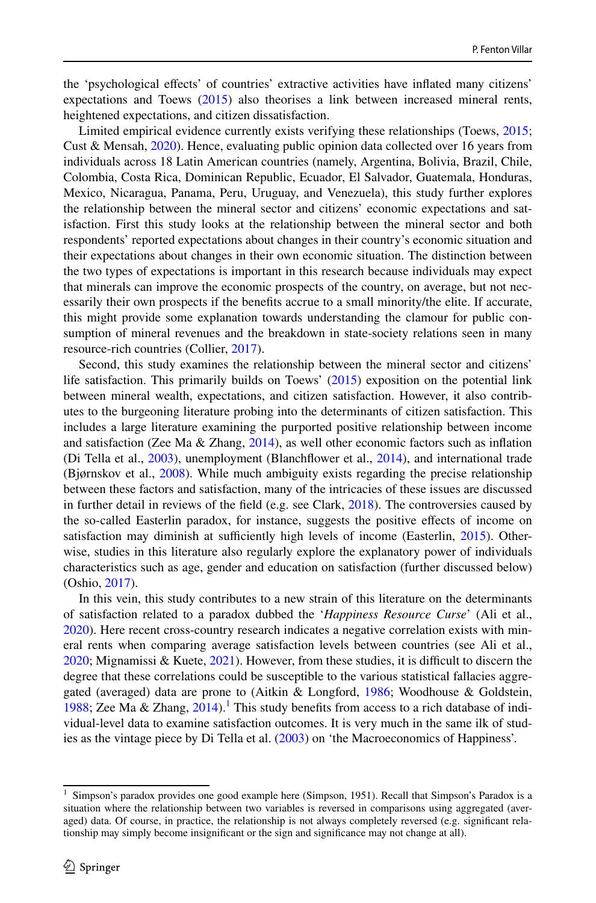the 'psychological effects' of countries' extractive activities have inflated many citizens' expectations and Toews (2015) also theorises a link between increased mineral rents, heightened expectations, and citizen dissatisfaction.

Limited empirical evidence currently exists verifying these relationships (Toews, 2015; Cust & Mensah, 2020). Hence, evaluating public opinion data collected over 16 years from individuals across 18 Latin American countries (namely, Argentina, Bolivia, Brazil, Chile, Colombia, Costa Rica, Dominican Republic, Ecuador, El Salvador, Guatemala, Honduras, Mexico, Nicaragua, Panama, Peru, Uruguay, and Venezuela), this study further explores the relationship between the mineral sector and citizens' economic expectations and satisfaction. First this study looks at the relationship between the mineral sector and both respondents' reported expectations about changes in their country's economic situation and their expectations about changes in their own economic situation. The distinction between the two types of expectations is important in this research because individuals may expect that minerals can improve the economic prospects of the country, on average, but not necessarily their own prospects if the benefits accrue to a small minority/the elite. If accurate, this might provide some explanation towards understanding the clamour for public consumption of mineral revenues and the breakdown in state-society relations seen in many resource-rich countries (Collier, 2017).

Second, this study examines the relationship between the mineral sector and citizens' life satisfaction. This primarily builds on Toews' (2015) exposition on the potential link between mineral wealth, expectations, and citizen satisfaction. However, it also contributes to the burgeoning literature probing into the determinants of citizen satisfaction. This includes a large literature examining the purported positive relationship between income and satisfaction (Zee Ma & Zhang, 2014), as well other economic factors such as inflation (Di Tella et al., 2003), unemployment (Blanchflower et al., 2014), and international trade (Bjørnskov et al., 2008). While much ambiguity exists regarding the precise relationship between these factors and satisfaction, many of the intricacies of these issues are discussed in further detail in reviews of the field (e.g. see Clark, 2018). The controversies caused by the so-called Easterlin paradox, for instance, suggests the positive effects of income on satisfaction may diminish at sufficiently high levels of income (Easterlin, 2015). Otherwise, studies in this literature also regularly explore the explanatory power of individuals characteristics such as age, gender and education on satisfaction (further discussed below) (Oshio, 2017).

In this vein, this study contributes to a new strain of this literature on the determinants of satisfaction related to a paradox dubbed the '*Happiness Resource Curse*' (Ali et al., 2020). Here recent cross-country research indicates a negative correlation exists with mineral rents when comparing average satisfaction levels between countries (see Ali et al., 2020; Mignamissi & Kuete, 2021). However, from these studies, it is difficult to discern the degree that these correlations could be susceptible to the various statistical fallacies aggregated (averaged) data are prone to (Aitkin & Longford, 1986; Woodhouse & Goldstein, 1988; Zee Ma & Zhang, 2014).[1] This study benefits from access to a rich database of individual-level data to examine satisfaction outcomes. It is very much in the same ilk of studies as the vintage piece by Di Tella et al. (2003) on 'the Macroeconomics of Happiness'.

---

[1] Simpson's paradox provides one good example here (Simpson, 1951). Recall that Simpson's Paradox is a situation where the relationship between two variables is reversed in comparisons using aggregated (averaged) data. Of course, in practice, the relationship is not always completely reversed (e.g. significant relationship may simply become insignificant or the sign and significance may not change at all).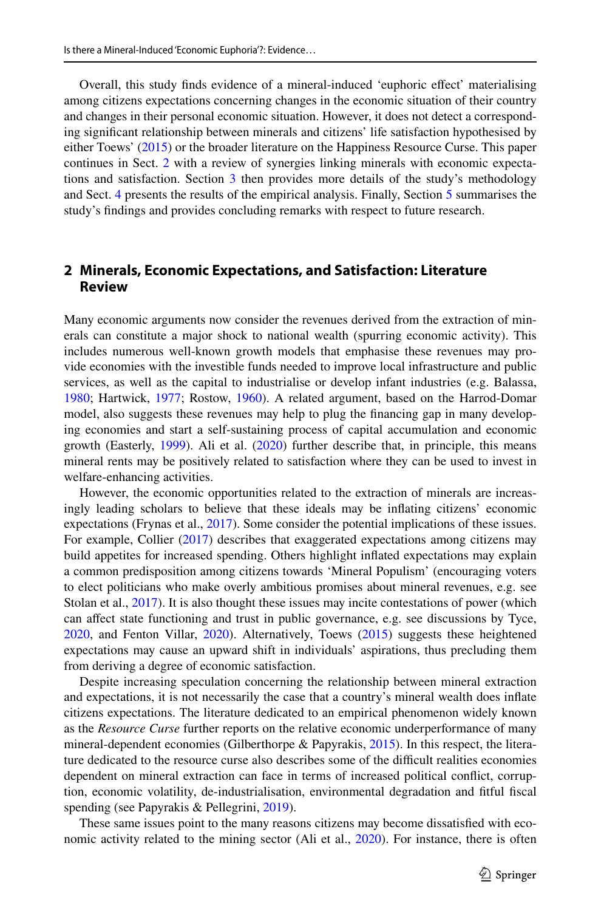Overall, this study finds evidence of a mineral-induced 'euphoric effect' materialising among citizens expectations concerning changes in the economic situation of their country and changes in their personal economic situation. However, it does not detect a corresponding significant relationship between minerals and citizens' life satisfaction hypothesised by either Toews' (2015) or the broader literature on the Happiness Resource Curse. This paper continues in Sect. 2 with a review of synergies linking minerals with economic expectations and satisfaction. Section 3 then provides more details of the study's methodology and Sect. 4 presents the results of the empirical analysis. Finally, Section 5 summarises the study's findings and provides concluding remarks with respect to future research.

## 2 Minerals, Economic Expectations, and Satisfaction: Literature Review

Many economic arguments now consider the revenues derived from the extraction of minerals can constitute a major shock to national wealth (spurring economic activity). This includes numerous well-known growth models that emphasise these revenues may provide economies with the investible funds needed to improve local infrastructure and public services, as well as the capital to industrialise or develop infant industries (e.g. Balassa, 1980; Hartwick, 1977; Rostow, 1960). A related argument, based on the Harrod-Domar model, also suggests these revenues may help to plug the financing gap in many developing economies and start a self-sustaining process of capital accumulation and economic growth (Easterly, 1999). Ali et al. (2020) further describe that, in principle, this means mineral rents may be positively related to satisfaction where they can be used to invest in welfare-enhancing activities.

However, the economic opportunities related to the extraction of minerals are increasingly leading scholars to believe that these ideals may be inflating citizens' economic expectations (Frynas et al., 2017). Some consider the potential implications of these issues. For example, Collier (2017) describes that exaggerated expectations among citizens may build appetites for increased spending. Others highlight inflated expectations may explain a common predisposition among citizens towards 'Mineral Populism' (encouraging voters to elect politicians who make overly ambitious promises about mineral revenues, e.g. see Stolan et al., 2017). It is also thought these issues may incite contestations of power (which can affect state functioning and trust in public governance, e.g. see discussions by Tyce, 2020, and Fenton Villar, 2020). Alternatively, Toews (2015) suggests these heightened expectations may cause an upward shift in individuals' aspirations, thus precluding them from deriving a degree of economic satisfaction.

Despite increasing speculation concerning the relationship between mineral extraction and expectations, it is not necessarily the case that a country's mineral wealth does inflate citizens expectations. The literature dedicated to an empirical phenomenon widely known as the *Resource Curse* further reports on the relative economic underperformance of many mineral-dependent economies (Gilberthorpe & Papyrakis, 2015). In this respect, the literature dedicated to the resource curse also describes some of the difficult realities economies dependent on mineral extraction can face in terms of increased political conflict, corruption, economic volatility, de-industrialisation, environmental degradation and fitful fiscal spending (see Papyrakis & Pellegrini, 2019).

These same issues point to the many reasons citizens may become dissatisfied with economic activity related to the mining sector (Ali et al., 2020). For instance, there is often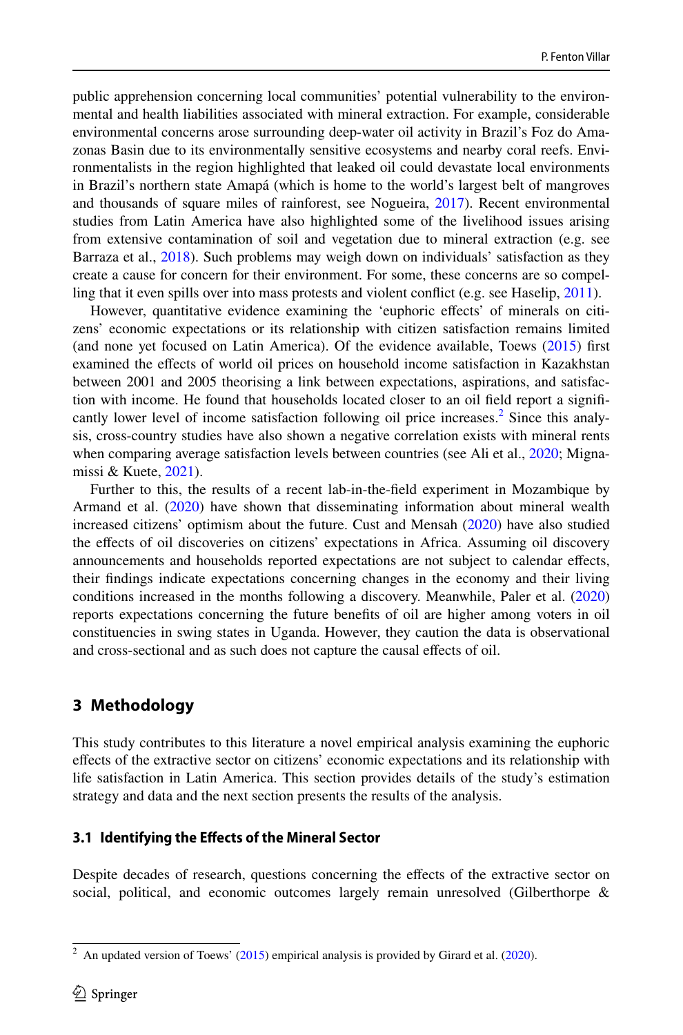public apprehension concerning local communities' potential vulnerability to the environmental and health liabilities associated with mineral extraction. For example, considerable environmental concerns arose surrounding deep-water oil activity in Brazil's Foz do Amazonas Basin due to its environmentally sensitive ecosystems and nearby coral reefs. Environmentalists in the region highlighted that leaked oil could devastate local environments in Brazil's northern state Amapá (which is home to the world's largest belt of mangroves and thousands of square miles of rainforest, see Nogueira, 2017). Recent environmental studies from Latin America have also highlighted some of the livelihood issues arising from extensive contamination of soil and vegetation due to mineral extraction (e.g. see Barraza et al., 2018). Such problems may weigh down on individuals' satisfaction as they create a cause for concern for their environment. For some, these concerns are so compelling that it even spills over into mass protests and violent conflict (e.g. see Haselip, 2011).

However, quantitative evidence examining the 'euphoric effects' of minerals on citizens' economic expectations or its relationship with citizen satisfaction remains limited (and none yet focused on Latin America). Of the evidence available, Toews (2015) first examined the effects of world oil prices on household income satisfaction in Kazakhstan between 2001 and 2005 theorising a link between expectations, aspirations, and satisfaction with income. He found that households located closer to an oil field report a significantly lower level of income satisfaction following oil price increases.[2] Since this analysis, cross-country studies have also shown a negative correlation exists with mineral rents when comparing average satisfaction levels between countries (see Ali et al., 2020; Mignamissi & Kuete, 2021).

Further to this, the results of a recent lab-in-the-field experiment in Mozambique by Armand et al. (2020) have shown that disseminating information about mineral wealth increased citizens' optimism about the future. Cust and Mensah (2020) have also studied the effects of oil discoveries on citizens' expectations in Africa. Assuming oil discovery announcements and households reported expectations are not subject to calendar effects, their findings indicate expectations concerning changes in the economy and their living conditions increased in the months following a discovery. Meanwhile, Paler et al. (2020) reports expectations concerning the future benefits of oil are higher among voters in oil constituencies in swing states in Uganda. However, they caution the data is observational and cross-sectional and as such does not capture the causal effects of oil.

## 3 Methodology

This study contributes to this literature a novel empirical analysis examining the euphoric effects of the extractive sector on citizens' economic expectations and its relationship with life satisfaction in Latin America. This section provides details of the study's estimation strategy and data and the next section presents the results of the analysis.

### 3.1 Identifying the Effects of the Mineral Sector

Despite decades of research, questions concerning the effects of the extractive sector on social, political, and economic outcomes largely remain unresolved (Gilberthorpe &

[2] An updated version of Toews' (2015) empirical analysis is provided by Girard et al. (2020).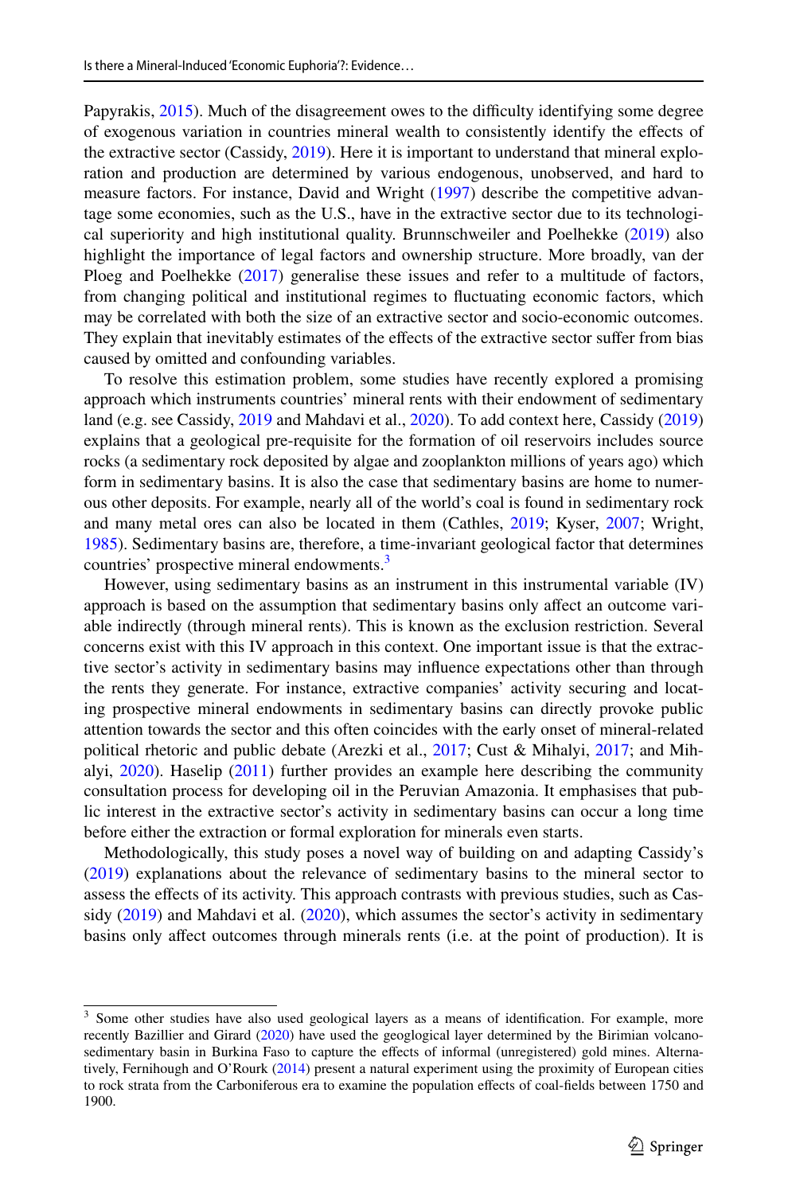Papyrakis, 2015). Much of the disagreement owes to the difficulty identifying some degree of exogenous variation in countries mineral wealth to consistently identify the effects of the extractive sector (Cassidy, 2019). Here it is important to understand that mineral exploration and production are determined by various endogenous, unobserved, and hard to measure factors. For instance, David and Wright (1997) describe the competitive advantage some economies, such as the U.S., have in the extractive sector due to its technological superiority and high institutional quality. Brunnschweiler and Poelhekke (2019) also highlight the importance of legal factors and ownership structure. More broadly, van der Ploeg and Poelhekke (2017) generalise these issues and refer to a multitude of factors, from changing political and institutional regimes to fluctuating economic factors, which may be correlated with both the size of an extractive sector and socio-economic outcomes. They explain that inevitably estimates of the effects of the extractive sector suffer from bias caused by omitted and confounding variables.

To resolve this estimation problem, some studies have recently explored a promising approach which instruments countries' mineral rents with their endowment of sedimentary land (e.g. see Cassidy, 2019 and Mahdavi et al., 2020). To add context here, Cassidy (2019) explains that a geological pre-requisite for the formation of oil reservoirs includes source rocks (a sedimentary rock deposited by algae and zooplankton millions of years ago) which form in sedimentary basins. It is also the case that sedimentary basins are home to numerous other deposits. For example, nearly all of the world's coal is found in sedimentary rock and many metal ores can also be located in them (Cathles, 2019; Kyser, 2007; Wright, 1985). Sedimentary basins are, therefore, a time-invariant geological factor that determines countries' prospective mineral endowments.[3]

However, using sedimentary basins as an instrument in this instrumental variable (IV) approach is based on the assumption that sedimentary basins only affect an outcome variable indirectly (through mineral rents). This is known as the exclusion restriction. Several concerns exist with this IV approach in this context. One important issue is that the extractive sector's activity in sedimentary basins may influence expectations other than through the rents they generate. For instance, extractive companies' activity securing and locating prospective mineral endowments in sedimentary basins can directly provoke public attention towards the sector and this often coincides with the early onset of mineral-related political rhetoric and public debate (Arezki et al., 2017; Cust & Mihalyi, 2017; and Mihalyi, 2020). Haselip (2011) further provides an example here describing the community consultation process for developing oil in the Peruvian Amazonia. It emphasises that public interest in the extractive sector's activity in sedimentary basins can occur a long time before either the extraction or formal exploration for minerals even starts.

Methodologically, this study poses a novel way of building on and adapting Cassidy's (2019) explanations about the relevance of sedimentary basins to the mineral sector to assess the effects of its activity. This approach contrasts with previous studies, such as Cassidy (2019) and Mahdavi et al. (2020), which assumes the sector's activity in sedimentary basins only affect outcomes through minerals rents (i.e. at the point of production). It is

[3] Some other studies have also used geological layers as a means of identification. For example, more recently Bazillier and Girard (2020) have used the geoglogical layer determined by the Birimian volcano-sedimentary basin in Burkina Faso to capture the effects of informal (unregistered) gold mines. Alternatively, Fernihough and O'Rourk (2014) present a natural experiment using the proximity of European cities to rock strata from the Carboniferous era to examine the population effects of coal-fields between 1750 and 1900.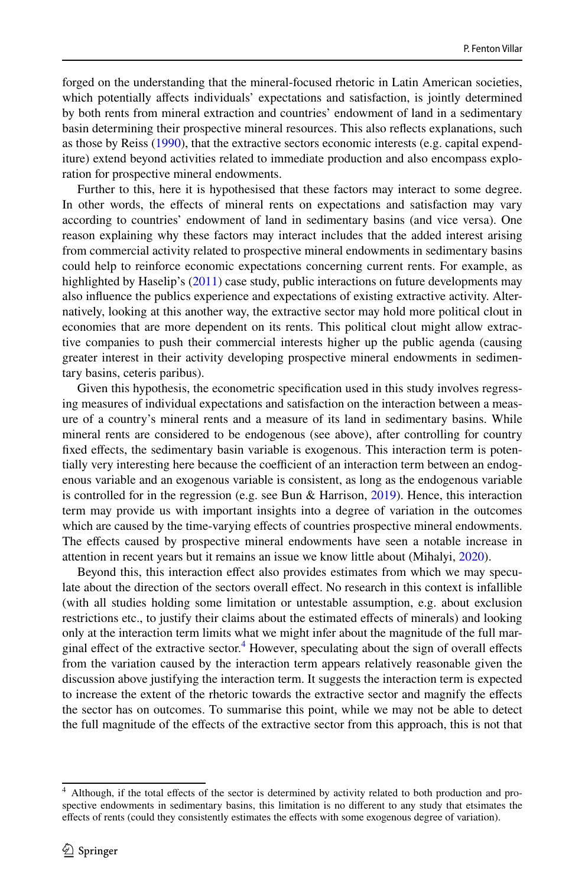forged on the understanding that the mineral-focused rhetoric in Latin American societies, which potentially affects individuals' expectations and satisfaction, is jointly determined by both rents from mineral extraction and countries' endowment of land in a sedimentary basin determining their prospective mineral resources. This also reflects explanations, such as those by Reiss (1990), that the extractive sectors economic interests (e.g. capital expenditure) extend beyond activities related to immediate production and also encompass exploration for prospective mineral endowments.

Further to this, here it is hypothesised that these factors may interact to some degree. In other words, the effects of mineral rents on expectations and satisfaction may vary according to countries' endowment of land in sedimentary basins (and vice versa). One reason explaining why these factors may interact includes that the added interest arising from commercial activity related to prospective mineral endowments in sedimentary basins could help to reinforce economic expectations concerning current rents. For example, as highlighted by Haselip's (2011) case study, public interactions on future developments may also influence the publics experience and expectations of existing extractive activity. Alternatively, looking at this another way, the extractive sector may hold more political clout in economies that are more dependent on its rents. This political clout might allow extractive companies to push their commercial interests higher up the public agenda (causing greater interest in their activity developing prospective mineral endowments in sedimentary basins, ceteris paribus).

Given this hypothesis, the econometric specification used in this study involves regressing measures of individual expectations and satisfaction on the interaction between a measure of a country's mineral rents and a measure of its land in sedimentary basins. While mineral rents are considered to be endogenous (see above), after controlling for country fixed effects, the sedimentary basin variable is exogenous. This interaction term is potentially very interesting here because the coefficient of an interaction term between an endogenous variable and an exogenous variable is consistent, as long as the endogenous variable is controlled for in the regression (e.g. see Bun & Harrison, 2019). Hence, this interaction term may provide us with important insights into a degree of variation in the outcomes which are caused by the time-varying effects of countries prospective mineral endowments. The effects caused by prospective mineral endowments have seen a notable increase in attention in recent years but it remains an issue we know little about (Mihalyi, 2020).

Beyond this, this interaction effect also provides estimates from which we may speculate about the direction of the sectors overall effect. No research in this context is infallible (with all studies holding some limitation or untestable assumption, e.g. about exclusion restrictions etc., to justify their claims about the estimated effects of minerals) and looking only at the interaction term limits what we might infer about the magnitude of the full marginal effect of the extractive sector.[4] However, speculating about the sign of overall effects from the variation caused by the interaction term appears relatively reasonable given the discussion above justifying the interaction term. It suggests the interaction term is expected to increase the extent of the rhetoric towards the extractive sector and magnify the effects the sector has on outcomes. To summarise this point, while we may not be able to detect the full magnitude of the effects of the extractive sector from this approach, this is not that

---

[4] Although, if the total effects of the sector is determined by activity related to both production and prospective endowments in sedimentary basins, this limitation is no different to any study that etsimates the effects of rents (could they consistently estimates the effects with some exogenous degree of variation).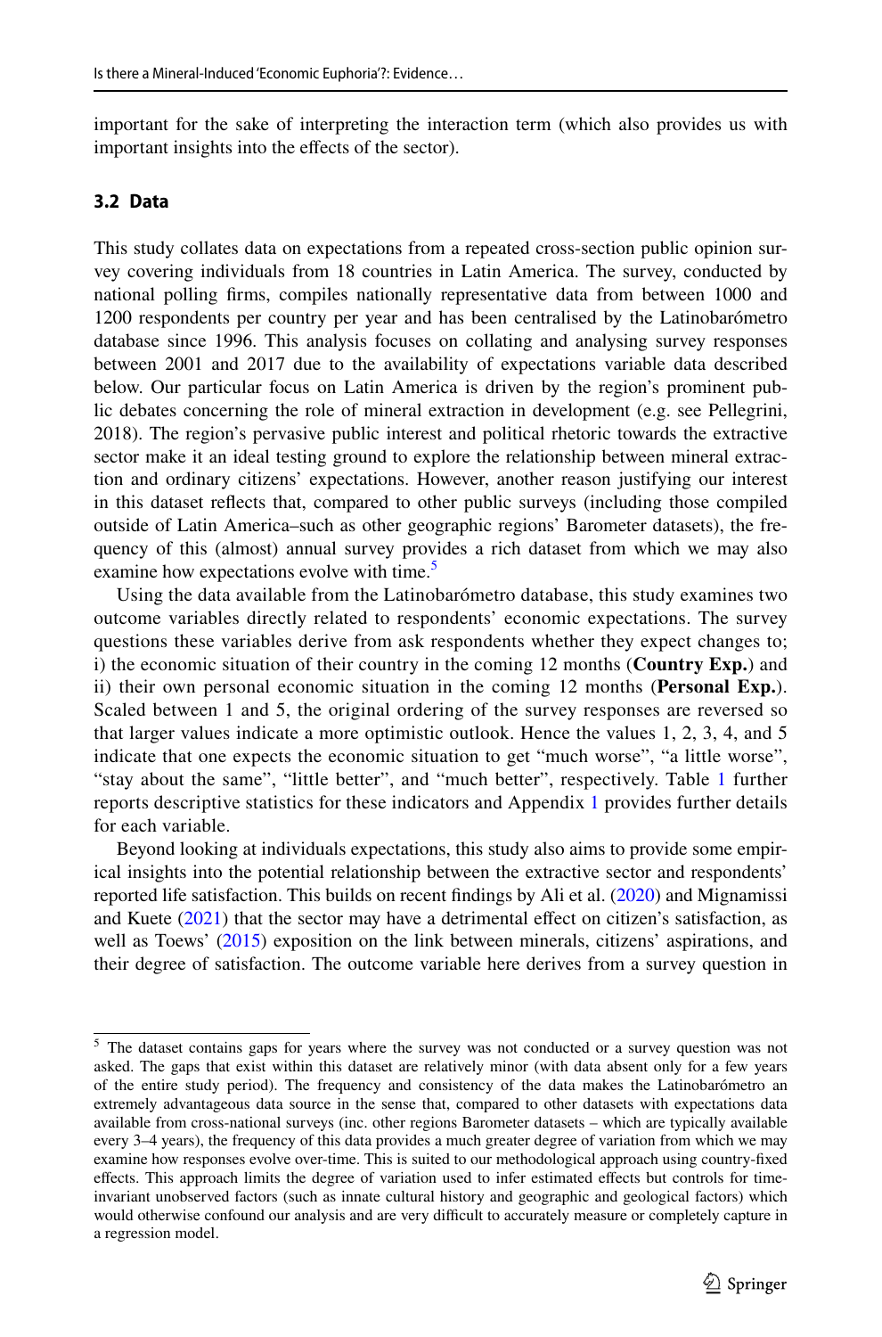important for the sake of interpreting the interaction term (which also provides us with important insights into the effects of the sector).

### 3.2 Data

This study collates data on expectations from a repeated cross-section public opinion survey covering individuals from 18 countries in Latin America. The survey, conducted by national polling firms, compiles nationally representative data from between 1000 and 1200 respondents per country per year and has been centralised by the Latinobarómetro database since 1996. This analysis focuses on collating and analysing survey responses between 2001 and 2017 due to the availability of expectations variable data described below. Our particular focus on Latin America is driven by the region's prominent public debates concerning the role of mineral extraction in development (e.g. see Pellegrini, 2018). The region's pervasive public interest and political rhetoric towards the extractive sector make it an ideal testing ground to explore the relationship between mineral extraction and ordinary citizens' expectations. However, another reason justifying our interest in this dataset reflects that, compared to other public surveys (including those compiled outside of Latin America–such as other geographic regions' Barometer datasets), the frequency of this (almost) annual survey provides a rich dataset from which we may also examine how expectations evolve with time.[5]

Using the data available from the Latinobarómetro database, this study examines two outcome variables directly related to respondents' economic expectations. The survey questions these variables derive from ask respondents whether they expect changes to; i) the economic situation of their country in the coming 12 months (**Country Exp.**) and ii) their own personal economic situation in the coming 12 months (**Personal Exp.**). Scaled between 1 and 5, the original ordering of the survey responses are reversed so that larger values indicate a more optimistic outlook. Hence the values 1, 2, 3, 4, and 5 indicate that one expects the economic situation to get "much worse", "a little worse", "stay about the same", "little better", and "much better", respectively. Table 1 further reports descriptive statistics for these indicators and Appendix 1 provides further details for each variable.

Beyond looking at individuals expectations, this study also aims to provide some empirical insights into the potential relationship between the extractive sector and respondents' reported life satisfaction. This builds on recent findings by Ali et al. (2020) and Mignamissi and Kuete (2021) that the sector may have a detrimental effect on citizen's satisfaction, as well as Toews' (2015) exposition on the link between minerals, citizens' aspirations, and their degree of satisfaction. The outcome variable here derives from a survey question in

---

[5] The dataset contains gaps for years where the survey was not conducted or a survey question was not asked. The gaps that exist within this dataset are relatively minor (with data absent only for a few years of the entire study period). The frequency and consistency of the data makes the Latinobarómetro an extremely advantageous data source in the sense that, compared to other datasets with expectations data available from cross-national surveys (inc. other regions Barometer datasets – which are typically available every 3–4 years), the frequency of this data provides a much greater degree of variation from which we may examine how responses evolve over-time. This is suited to our methodological approach using country-fixed effects. This approach limits the degree of variation used to infer estimated effects but controls for time-invariant unobserved factors (such as innate cultural history and geographic and geological factors) which would otherwise confound our analysis and are very difficult to accurately measure or completely capture in a regression model.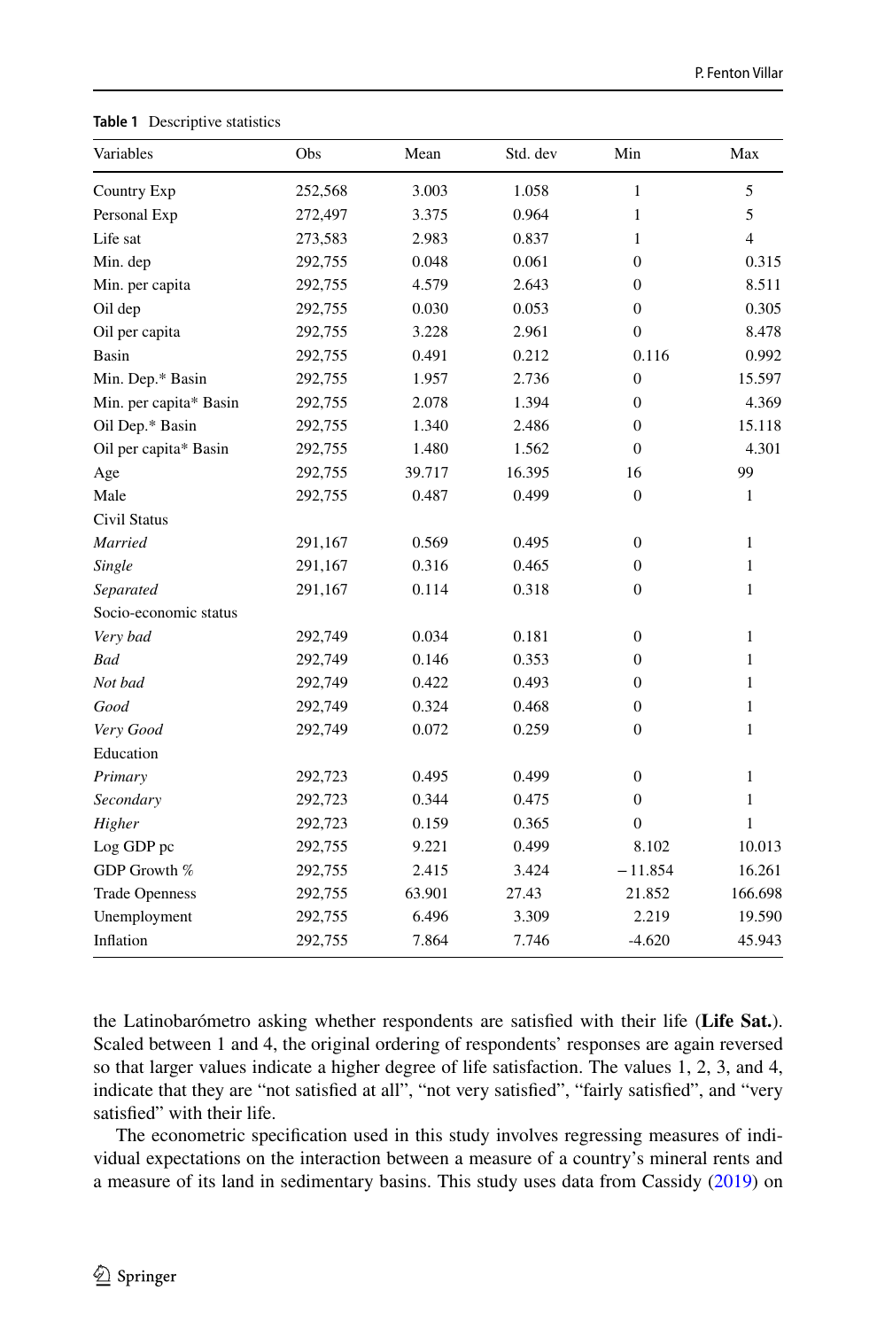**Table 1** Descriptive statistics

| Variables | Obs | Mean | Std. dev | Min | Max |
|---|---|---|---|---|---|
| Country Exp | 252,568 | 3.003 | 1.058 | 1 | 5 |
| Personal Exp | 272,497 | 3.375 | 0.964 | 1 | 5 |
| Life sat | 273,583 | 2.983 | 0.837 | 1 | 4 |
| Min. dep | 292,755 | 0.048 | 0.061 | 0 | 0.315 |
| Min. per capita | 292,755 | 4.579 | 2.643 | 0 | 8.511 |
| Oil dep | 292,755 | 0.030 | 0.053 | 0 | 0.305 |
| Oil per capita | 292,755 | 3.228 | 2.961 | 0 | 8.478 |
| Basin | 292,755 | 0.491 | 0.212 | 0.116 | 0.992 |
| Min. Dep.* Basin | 292,755 | 1.957 | 2.736 | 0 | 15.597 |
| Min. per capita* Basin | 292,755 | 2.078 | 1.394 | 0 | 4.369 |
| Oil Dep.* Basin | 292,755 | 1.340 | 2.486 | 0 | 15.118 |
| Oil per capita* Basin | 292,755 | 1.480 | 1.562 | 0 | 4.301 |
| Age | 292,755 | 39.717 | 16.395 | 16 | 99 |
| Male | 292,755 | 0.487 | 0.499 | 0 | 1 |
| Civil Status | | | | | |
| *Married* | 291,167 | 0.569 | 0.495 | 0 | 1 |
| *Single* | 291,167 | 0.316 | 0.465 | 0 | 1 |
| *Separated* | 291,167 | 0.114 | 0.318 | 0 | 1 |
| Socio-economic status | | | | | |
| *Very bad* | 292,749 | 0.034 | 0.181 | 0 | 1 |
| *Bad* | 292,749 | 0.146 | 0.353 | 0 | 1 |
| *Not bad* | 292,749 | 0.422 | 0.493 | 0 | 1 |
| *Good* | 292,749 | 0.324 | 0.468 | 0 | 1 |
| *Very Good* | 292,749 | 0.072 | 0.259 | 0 | 1 |
| Education | | | | | |
| *Primary* | 292,723 | 0.495 | 0.499 | 0 | 1 |
| *Secondary* | 292,723 | 0.344 | 0.475 | 0 | 1 |
| *Higher* | 292,723 | 0.159 | 0.365 | 0 | 1 |
| Log GDP pc | 292,755 | 9.221 | 0.499 | 8.102 | 10.013 |
| GDP Growth % | 292,755 | 2.415 | 3.424 | −11.854 | 16.261 |
| Trade Openness | 292,755 | 63.901 | 27.43 | 21.852 | 166.698 |
| Unemployment | 292,755 | 6.496 | 3.309 | 2.219 | 19.590 |
| Inflation | 292,755 | 7.864 | 7.746 | -4.620 | 45.943 |

the Latinobarómetro asking whether respondents are satisfied with their life (**Life Sat.**). Scaled between 1 and 4, the original ordering of respondents' responses are again reversed so that larger values indicate a higher degree of life satisfaction. The values 1, 2, 3, and 4, indicate that they are "not satisfied at all", "not very satisfied", "fairly satisfied", and "very satisfied" with their life.

The econometric specification used in this study involves regressing measures of individual expectations on the interaction between a measure of a country's mineral rents and a measure of its land in sedimentary basins. This study uses data from Cassidy (2019) on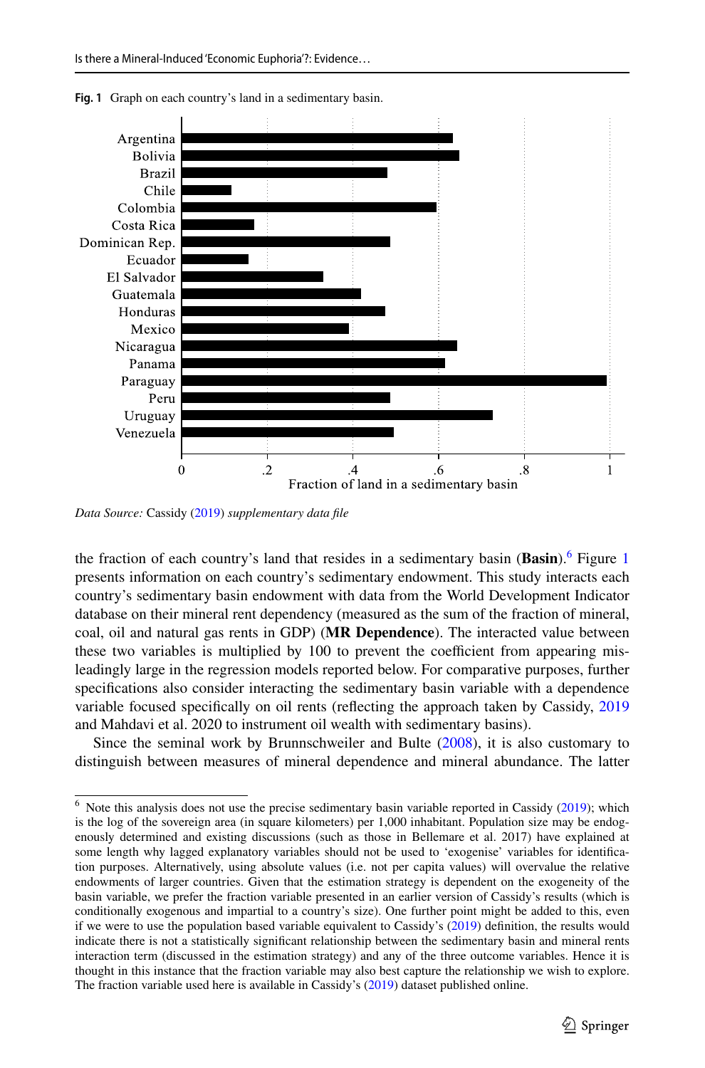**Fig. 1** Graph on each country's land in a sedimentary basin.

*Data Source:* Cassidy (2019) *supplementary data file*

the fraction of each country's land that resides in a sedimentary basin (**Basin**).[6] Figure 1 presents information on each country's sedimentary endowment. This study interacts each country's sedimentary basin endowment with data from the World Development Indicator database on their mineral rent dependency (measured as the sum of the fraction of mineral, coal, oil and natural gas rents in GDP) (**MR Dependence**). The interacted value between these two variables is multiplied by 100 to prevent the coefficient from appearing misleadingly large in the regression models reported below. For comparative purposes, further specifications also consider interacting the sedimentary basin variable with a dependence variable focused specifically on oil rents (reflecting the approach taken by Cassidy, 2019 and Mahdavi et al. 2020 to instrument oil wealth with sedimentary basins).

Since the seminal work by Brunnschweiler and Bulte (2008), it is also customary to distinguish between measures of mineral dependence and mineral abundance. The latter

[6] Note this analysis does not use the precise sedimentary basin variable reported in Cassidy (2019); which is the log of the sovereign area (in square kilometers) per 1,000 inhabitant. Population size may be endogenously determined and existing discussions (such as those in Bellemare et al. 2017) have explained at some length why lagged explanatory variables should not be used to 'exogenise' variables for identification purposes. Alternatively, using absolute values (i.e. not per capita values) will overvalue the relative endowments of larger countries. Given that the estimation strategy is dependent on the exogeneity of the basin variable, we prefer the fraction variable presented in an earlier version of Cassidy's results (which is conditionally exogenous and impartial to a country's size). One further point might be added to this, even if we were to use the population based variable equivalent to Cassidy's (2019) definition, the results would indicate there is not a statistically significant relationship between the sedimentary basin and mineral rents interaction term (discussed in the estimation strategy) and any of the three outcome variables. Hence it is thought in this instance that the fraction variable may also best capture the relationship we wish to explore. The fraction variable used here is available in Cassidy's (2019) dataset published online.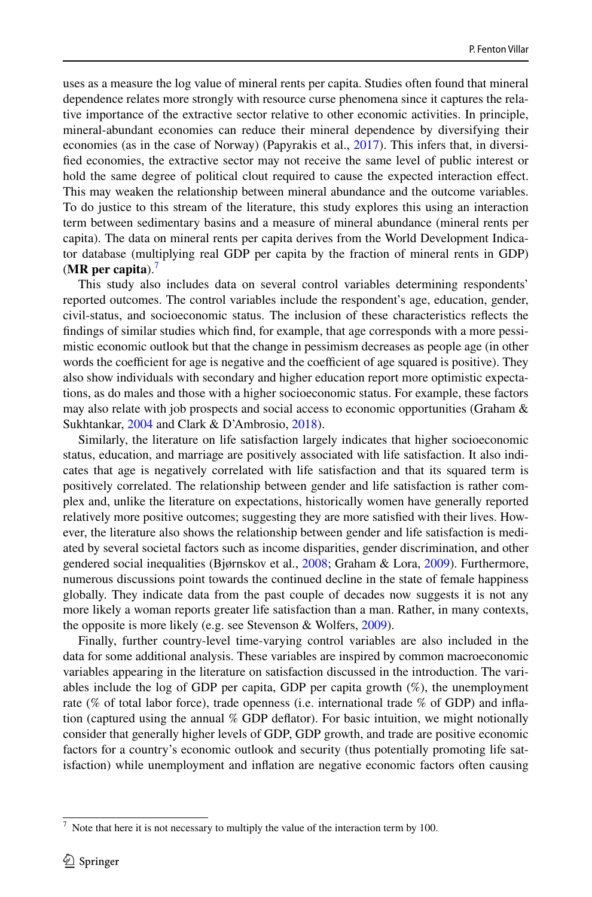uses as a measure the log value of mineral rents per capita. Studies often found that mineral dependence relates more strongly with resource curse phenomena since it captures the relative importance of the extractive sector relative to other economic activities. In principle, mineral-abundant economies can reduce their mineral dependence by diversifying their economies (as in the case of Norway) (Papyrakis et al., 2017). This infers that, in diversified economies, the extractive sector may not receive the same level of public interest or hold the same degree of political clout required to cause the expected interaction effect. This may weaken the relationship between mineral abundance and the outcome variables. To do justice to this stream of the literature, this study explores this using an interaction term between sedimentary basins and a measure of mineral abundance (mineral rents per capita). The data on mineral rents per capita derives from the World Development Indicator database (multiplying real GDP per capita by the fraction of mineral rents in GDP) (**MR per capita**).[7]

This study also includes data on several control variables determining respondents' reported outcomes. The control variables include the respondent's age, education, gender, civil-status, and socioeconomic status. The inclusion of these characteristics reflects the findings of similar studies which find, for example, that age corresponds with a more pessimistic economic outlook but that the change in pessimism decreases as people age (in other words the coefficient for age is negative and the coefficient of age squared is positive). They also show individuals with secondary and higher education report more optimistic expectations, as do males and those with a higher socioeconomic status. For example, these factors may also relate with job prospects and social access to economic opportunities (Graham & Sukhtankar, 2004 and Clark & D'Ambrosio, 2018).

Similarly, the literature on life satisfaction largely indicates that higher socioeconomic status, education, and marriage are positively associated with life satisfaction. It also indicates that age is negatively correlated with life satisfaction and that its squared term is positively correlated. The relationship between gender and life satisfaction is rather complex and, unlike the literature on expectations, historically women have generally reported relatively more positive outcomes; suggesting they are more satisfied with their lives. However, the literature also shows the relationship between gender and life satisfaction is mediated by several societal factors such as income disparities, gender discrimination, and other gendered social inequalities (Bjørnskov et al., 2008; Graham & Lora, 2009). Furthermore, numerous discussions point towards the continued decline in the state of female happiness globally. They indicate data from the past couple of decades now suggests it is not any more likely a woman reports greater life satisfaction than a man. Rather, in many contexts, the opposite is more likely (e.g. see Stevenson & Wolfers, 2009).

Finally, further country-level time-varying control variables are also included in the data for some additional analysis. These variables are inspired by common macroeconomic variables appearing in the literature on satisfaction discussed in the introduction. The variables include the log of GDP per capita, GDP per capita growth (%), the unemployment rate (% of total labor force), trade openness (i.e. international trade % of GDP) and inflation (captured using the annual % GDP deflator). For basic intuition, we might notionally consider that generally higher levels of GDP, GDP growth, and trade are positive economic factors for a country's economic outlook and security (thus potentially promoting life satisfaction) while unemployment and inflation are negative economic factors often causing

[7] Note that here it is not necessary to multiply the value of the interaction term by 100.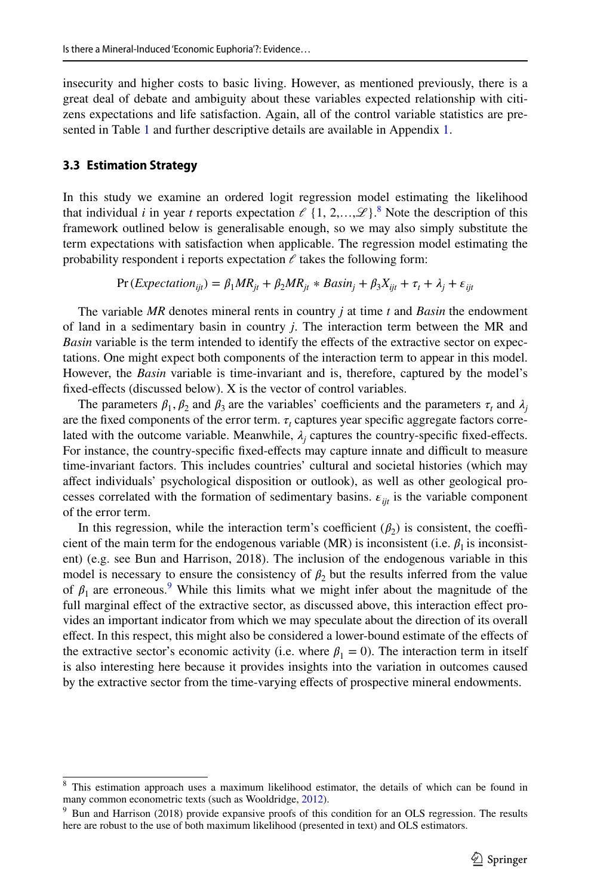insecurity and higher costs to basic living. However, as mentioned previously, there is a great deal of debate and ambiguity about these variables expected relationship with citizens expectations and life satisfaction. Again, all of the control variable statistics are presented in Table 1 and further descriptive details are available in Appendix 1.

### 3.3 Estimation Strategy

In this study we examine an ordered logit regression model estimating the likelihood that individual *i* in year *t* reports expectation $\ell$ {1, 2,…,$\mathscr{L}$}.[8] Note the description of this framework outlined below is generalisable enough, so we may also simply substitute the term expectations with satisfaction when applicable. The regression model estimating the probability respondent i reports expectation $\ell$ takes the following form:

$$\Pr(Expectation_{ijt}) = \beta_1 MR_{jt} + \beta_2 MR_{jt} * Basin_j + \beta_3 X_{ijt} + \tau_t + \lambda_j + \varepsilon_{ijt}$$

The variable *MR* denotes mineral rents in country *j* at time *t* and *Basin* the endowment of land in a sedimentary basin in country *j*. The interaction term between the MR and *Basin* variable is the term intended to identify the effects of the extractive sector on expectations. One might expect both components of the interaction term to appear in this model. However, the *Basin* variable is time-invariant and is, therefore, captured by the model's fixed-effects (discussed below). X is the vector of control variables.

The parameters $\beta_1$, $\beta_2$ and $\beta_3$ are the variables' coefficients and the parameters $\tau_t$ and $\lambda_j$ are the fixed components of the error term. $\tau_t$ captures year specific aggregate factors correlated with the outcome variable. Meanwhile, $\lambda_j$ captures the country-specific fixed-effects. For instance, the country-specific fixed-effects may capture innate and difficult to measure time-invariant factors. This includes countries' cultural and societal histories (which may affect individuals' psychological disposition or outlook), as well as other geological processes correlated with the formation of sedimentary basins. $\varepsilon_{ijt}$ is the variable component of the error term.

In this regression, while the interaction term's coefficient ($\beta_2$) is consistent, the coefficient of the main term for the endogenous variable (MR) is inconsistent (i.e. $\beta_1$ is inconsistent) (e.g. see Bun and Harrison, 2018). The inclusion of the endogenous variable in this model is necessary to ensure the consistency of $\beta_2$ but the results inferred from the value of $\beta_1$ are erroneous.[9] While this limits what we might infer about the magnitude of the full marginal effect of the extractive sector, as discussed above, this interaction effect provides an important indicator from which we may speculate about the direction of its overall effect. In this respect, this might also be considered a lower-bound estimate of the effects of the extractive sector's economic activity (i.e. where $\beta_1 = 0$). The interaction term in itself is also interesting here because it provides insights into the variation in outcomes caused by the extractive sector from the time-varying effects of prospective mineral endowments.

---

[8] This estimation approach uses a maximum likelihood estimator, the details of which can be found in many common econometric texts (such as Wooldridge, 2012).

[9] Bun and Harrison (2018) provide expansive proofs of this condition for an OLS regression. The results here are robust to the use of both maximum likelihood (presented in text) and OLS estimators.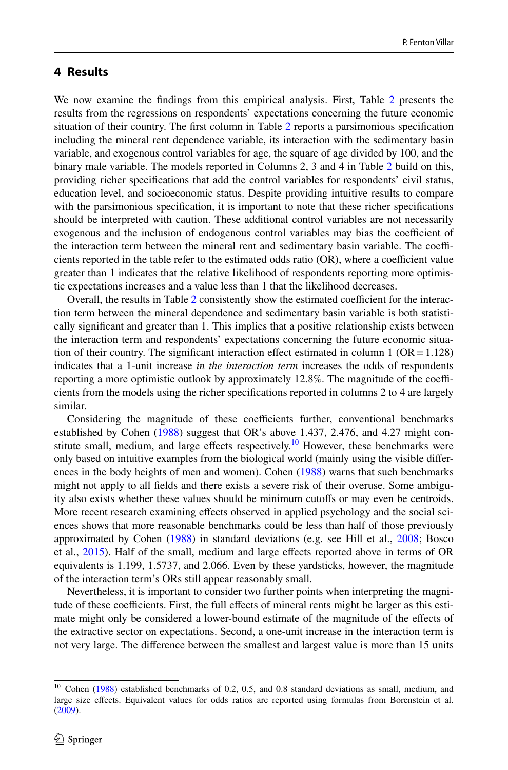## 4 Results

We now examine the findings from this empirical analysis. First, Table 2 presents the results from the regressions on respondents' expectations concerning the future economic situation of their country. The first column in Table 2 reports a parsimonious specification including the mineral rent dependence variable, its interaction with the sedimentary basin variable, and exogenous control variables for age, the square of age divided by 100, and the binary male variable. The models reported in Columns 2, 3 and 4 in Table 2 build on this, providing richer specifications that add the control variables for respondents' civil status, education level, and socioeconomic status. Despite providing intuitive results to compare with the parsimonious specification, it is important to note that these richer specifications should be interpreted with caution. These additional control variables are not necessarily exogenous and the inclusion of endogenous control variables may bias the coefficient of the interaction term between the mineral rent and sedimentary basin variable. The coefficients reported in the table refer to the estimated odds ratio (OR), where a coefficient value greater than 1 indicates that the relative likelihood of respondents reporting more optimistic expectations increases and a value less than 1 that the likelihood decreases.

Overall, the results in Table 2 consistently show the estimated coefficient for the interaction term between the mineral dependence and sedimentary basin variable is both statistically significant and greater than 1. This implies that a positive relationship exists between the interaction term and respondents' expectations concerning the future economic situation of their country. The significant interaction effect estimated in column 1 (OR = 1.128) indicates that a 1-unit increase *in the interaction term* increases the odds of respondents reporting a more optimistic outlook by approximately 12.8%. The magnitude of the coefficients from the models using the richer specifications reported in columns 2 to 4 are largely similar.

Considering the magnitude of these coefficients further, conventional benchmarks established by Cohen (1988) suggest that OR's above 1.437, 2.476, and 4.27 might constitute small, medium, and large effects respectively.[10] However, these benchmarks were only based on intuitive examples from the biological world (mainly using the visible differences in the body heights of men and women). Cohen (1988) warns that such benchmarks might not apply to all fields and there exists a severe risk of their overuse. Some ambiguity also exists whether these values should be minimum cutoffs or may even be centroids. More recent research examining effects observed in applied psychology and the social sciences shows that more reasonable benchmarks could be less than half of those previously approximated by Cohen (1988) in standard deviations (e.g. see Hill et al., 2008; Bosco et al., 2015). Half of the small, medium and large effects reported above in terms of OR equivalents is 1.199, 1.5737, and 2.066. Even by these yardsticks, however, the magnitude of the interaction term's ORs still appear reasonably small.

Nevertheless, it is important to consider two further points when interpreting the magnitude of these coefficients. First, the full effects of mineral rents might be larger as this estimate might only be considered a lower-bound estimate of the magnitude of the effects of the extractive sector on expectations. Second, a one-unit increase in the interaction term is not very large. The difference between the smallest and largest value is more than 15 units

[10] Cohen (1988) established benchmarks of 0.2, 0.5, and 0.8 standard deviations as small, medium, and large size effects. Equivalent values for odds ratios are reported using formulas from Borenstein et al. (2009).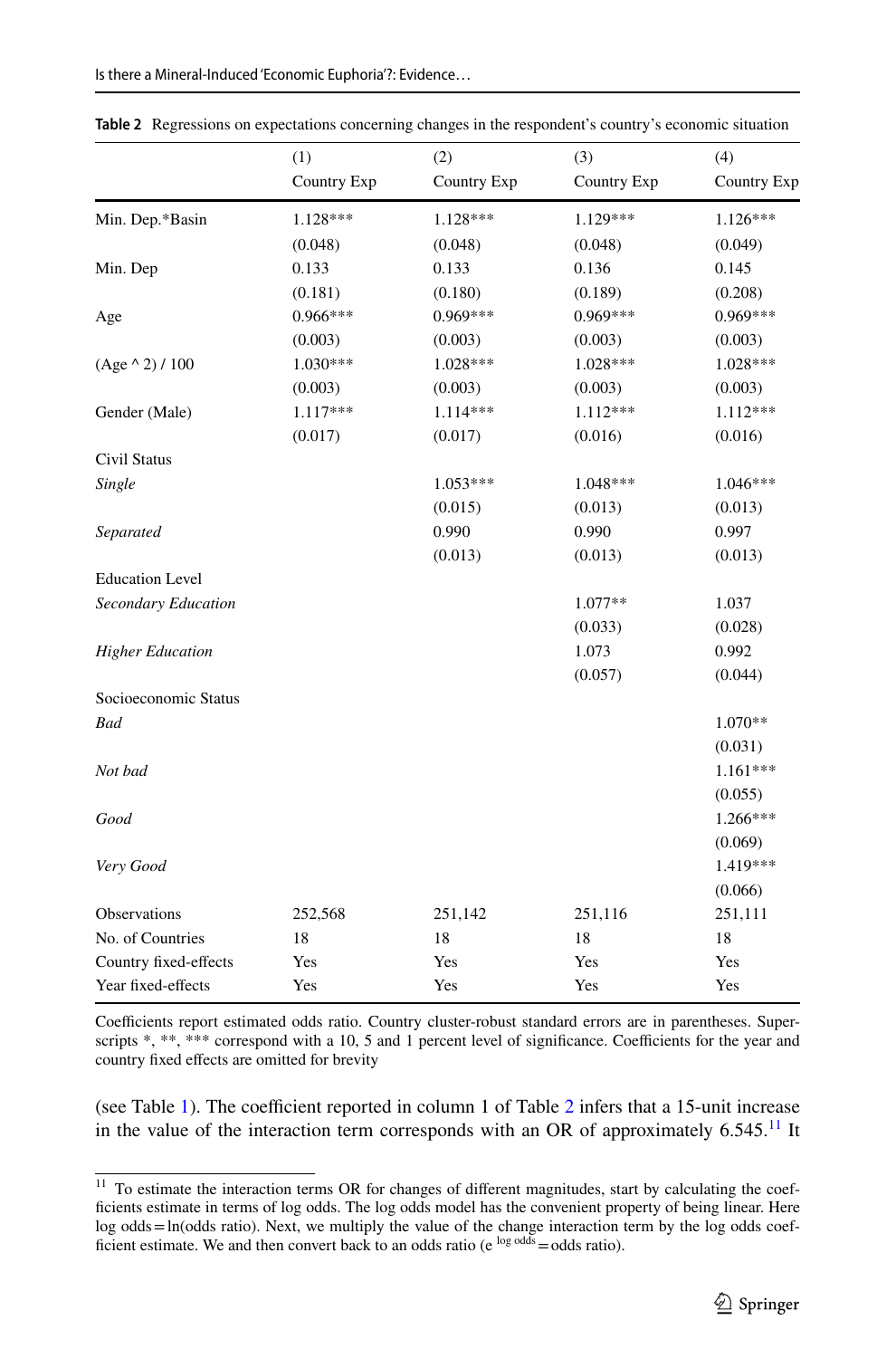**Table 2** Regressions on expectations concerning changes in the respondent's country's economic situation

| | (1) Country Exp | (2) Country Exp | (3) Country Exp | (4) Country Exp |
|---|---|---|---|---|
| Min. Dep.*Basin | 1.128*** | 1.128*** | 1.129*** | 1.126*** |
| | (0.048) | (0.048) | (0.048) | (0.049) |
| Min. Dep | 0.133 | 0.133 | 0.136 | 0.145 |
| | (0.181) | (0.180) | (0.189) | (0.208) |
| Age | 0.966*** | 0.969*** | 0.969*** | 0.969*** |
| | (0.003) | (0.003) | (0.003) | (0.003) |
| (Age ^ 2) / 100 | 1.030*** | 1.028*** | 1.028*** | 1.028*** |
| | (0.003) | (0.003) | (0.003) | (0.003) |
| Gender (Male) | 1.117*** | 1.114*** | 1.112*** | 1.112*** |
| | (0.017) | (0.017) | (0.016) | (0.016) |
| Civil Status | | | | |
| *Single* | | 1.053*** | 1.048*** | 1.046*** |
| | | (0.015) | (0.013) | (0.013) |
| *Separated* | | 0.990 | 0.990 | 0.997 |
| | | (0.013) | (0.013) | (0.013) |
| Education Level | | | | |
| *Secondary Education* | | | 1.077** | 1.037 |
| | | | (0.033) | (0.028) |
| *Higher Education* | | | 1.073 | 0.992 |
| | | | (0.057) | (0.044) |
| Socioeconomic Status | | | | |
| *Bad* | | | | 1.070** |
| | | | | (0.031) |
| *Not bad* | | | | 1.161*** |
| | | | | (0.055) |
| *Good* | | | | 1.266*** |
| | | | | (0.069) |
| *Very Good* | | | | 1.419*** |
| | | | | (0.066) |
| Observations | 252,568 | 251,142 | 251,116 | 251,111 |
| No. of Countries | 18 | 18 | 18 | 18 |
| Country fixed-effects | Yes | Yes | Yes | Yes |
| Year fixed-effects | Yes | Yes | Yes | Yes |

Coefficients report estimated odds ratio. Country cluster-robust standard errors are in parentheses. Superscripts *, **, *** correspond with a 10, 5 and 1 percent level of significance. Coefficients for the year and country fixed effects are omitted for brevity

(see Table 1). The coefficient reported in column 1 of Table 2 infers that a 15-unit increase in the value of the interaction term corresponds with an OR of approximately 6.545.[11] It

[11] To estimate the interaction terms OR for changes of different magnitudes, start by calculating the coefficients estimate in terms of log odds. The log odds model has the convenient property of being linear. Here log odds = ln(odds ratio). Next, we multiply the value of the change interaction term by the log odds coefficient estimate. We and then convert back to an odds ratio ($e^{\text{log odds}}$ = odds ratio).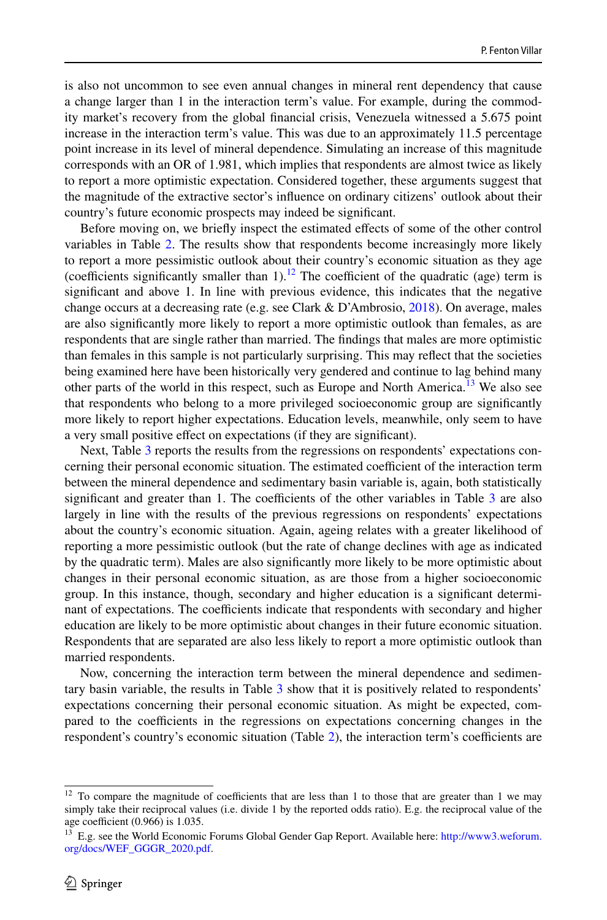is also not uncommon to see even annual changes in mineral rent dependency that cause a change larger than 1 in the interaction term's value. For example, during the commodity market's recovery from the global financial crisis, Venezuela witnessed a 5.675 point increase in the interaction term's value. This was due to an approximately 11.5 percentage point increase in its level of mineral dependence. Simulating an increase of this magnitude corresponds with an OR of 1.981, which implies that respondents are almost twice as likely to report a more optimistic expectation. Considered together, these arguments suggest that the magnitude of the extractive sector's influence on ordinary citizens' outlook about their country's future economic prospects may indeed be significant.

Before moving on, we briefly inspect the estimated effects of some of the other control variables in Table 2. The results show that respondents become increasingly more likely to report a more pessimistic outlook about their country's economic situation as they age (coefficients significantly smaller than 1).[12] The coefficient of the quadratic (age) term is significant and above 1. In line with previous evidence, this indicates that the negative change occurs at a decreasing rate (e.g. see Clark & D'Ambrosio, 2018). On average, males are also significantly more likely to report a more optimistic outlook than females, as are respondents that are single rather than married. The findings that males are more optimistic than females in this sample is not particularly surprising. This may reflect that the societies being examined here have been historically very gendered and continue to lag behind many other parts of the world in this respect, such as Europe and North America.[13] We also see that respondents who belong to a more privileged socioeconomic group are significantly more likely to report higher expectations. Education levels, meanwhile, only seem to have a very small positive effect on expectations (if they are significant).

Next, Table 3 reports the results from the regressions on respondents' expectations concerning their personal economic situation. The estimated coefficient of the interaction term between the mineral dependence and sedimentary basin variable is, again, both statistically significant and greater than 1. The coefficients of the other variables in Table 3 are also largely in line with the results of the previous regressions on respondents' expectations about the country's economic situation. Again, ageing relates with a greater likelihood of reporting a more pessimistic outlook (but the rate of change declines with age as indicated by the quadratic term). Males are also significantly more likely to be more optimistic about changes in their personal economic situation, as are those from a higher socioeconomic group. In this instance, though, secondary and higher education is a significant determinant of expectations. The coefficients indicate that respondents with secondary and higher education are likely to be more optimistic about changes in their future economic situation. Respondents that are separated are also less likely to report a more optimistic outlook than married respondents.

Now, concerning the interaction term between the mineral dependence and sedimentary basin variable, the results in Table 3 show that it is positively related to respondents' expectations concerning their personal economic situation. As might be expected, compared to the coefficients in the regressions on expectations concerning changes in the respondent's country's economic situation (Table 2), the interaction term's coefficients are

[12] To compare the magnitude of coefficients that are less than 1 to those that are greater than 1 we may simply take their reciprocal values (i.e. divide 1 by the reported odds ratio). E.g. the reciprocal value of the age coefficient (0.966) is 1.035.

[13] E.g. see the World Economic Forums Global Gender Gap Report. Available here: http://www3.weforum.org/docs/WEF_GGGR_2020.pdf.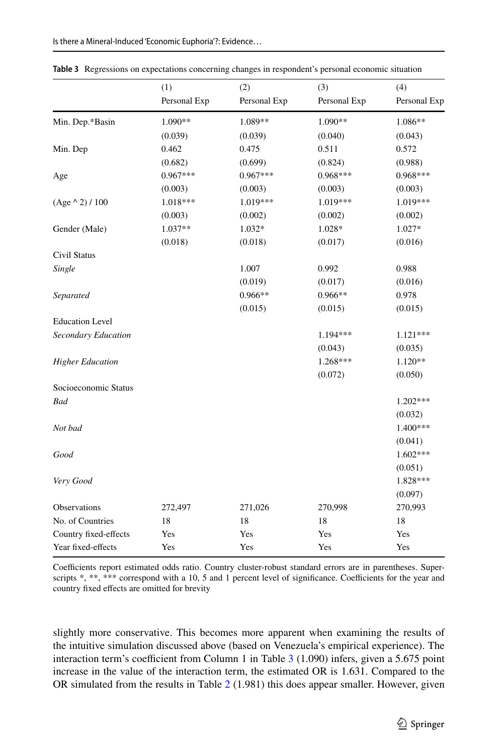**Table 3** Regressions on expectations concerning changes in respondent's personal economic situation

| | (1) Personal Exp | (2) Personal Exp | (3) Personal Exp | (4) Personal Exp |
|---|---|---|---|---|
| Min. Dep.*Basin | 1.090** | 1.089** | 1.090** | 1.086** |
| | (0.039) | (0.039) | (0.040) | (0.043) |
| Min. Dep | 0.462 | 0.475 | 0.511 | 0.572 |
| | (0.682) | (0.699) | (0.824) | (0.988) |
| Age | 0.967*** | 0.967*** | 0.968*** | 0.968*** |
| | (0.003) | (0.003) | (0.003) | (0.003) |
| (Age ^ 2) / 100 | 1.018*** | 1.019*** | 1.019*** | 1.019*** |
| | (0.003) | (0.002) | (0.002) | (0.002) |
| Gender (Male) | 1.037** | 1.032* | 1.028* | 1.027* |
| | (0.018) | (0.018) | (0.017) | (0.016) |
| Civil Status | | | | |
| *Single* | | 1.007 | 0.992 | 0.988 |
| | | (0.019) | (0.017) | (0.016) |
| *Separated* | | 0.966** | 0.966** | 0.978 |
| | | (0.015) | (0.015) | (0.015) |
| Education Level | | | | |
| *Secondary Education* | | | 1.194*** | 1.121*** |
| | | | (0.043) | (0.035) |
| *Higher Education* | | | 1.268*** | 1.120** |
| | | | (0.072) | (0.050) |
| Socioeconomic Status | | | | |
| *Bad* | | | | 1.202*** |
| | | | | (0.032) |
| *Not bad* | | | | 1.400*** |
| | | | | (0.041) |
| *Good* | | | | 1.602*** |
| | | | | (0.051) |
| *Very Good* | | | | 1.828*** |
| | | | | (0.097) |
| Observations | 272,497 | 271,026 | 270,998 | 270,993 |
| No. of Countries | 18 | 18 | 18 | 18 |
| Country fixed-effects | Yes | Yes | Yes | Yes |
| Year fixed-effects | Yes | Yes | Yes | Yes |

Coefficients report estimated odds ratio. Country cluster-robust standard errors are in parentheses. Superscripts *, **, *** correspond with a 10, 5 and 1 percent level of significance. Coefficients for the year and country fixed effects are omitted for brevity

slightly more conservative. This becomes more apparent when examining the results of the intuitive simulation discussed above (based on Venezuela's empirical experience). The interaction term's coefficient from Column 1 in Table 3 (1.090) infers, given a 5.675 point increase in the value of the interaction term, the estimated OR is 1.631. Compared to the OR simulated from the results in Table 2 (1.981) this does appear smaller. However, given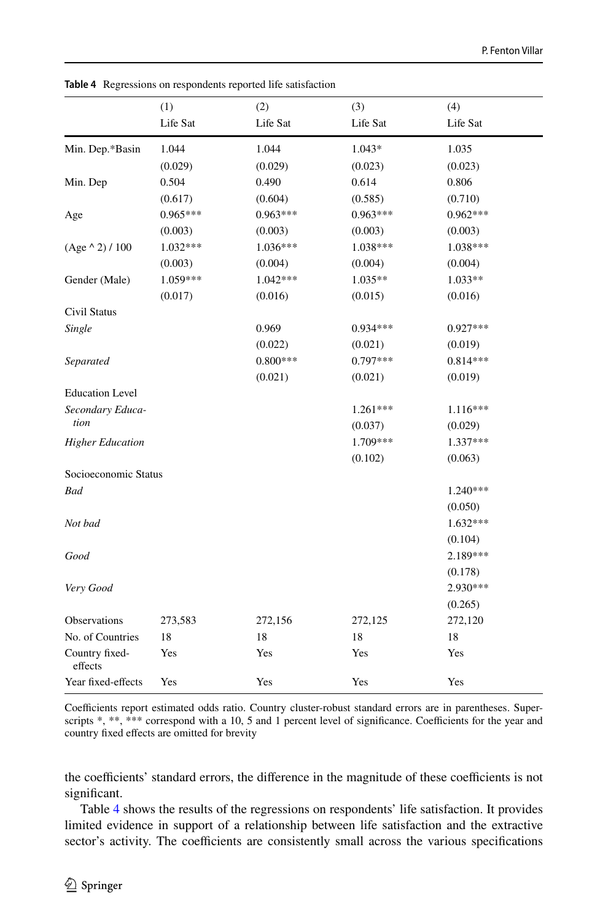**Table 4** Regressions on respondents reported life satisfaction

| | (1) | (2) | (3) | (4) |
|---|---|---|---|---|
| | Life Sat | Life Sat | Life Sat | Life Sat |
| Min. Dep.*Basin | 1.044 | 1.044 | 1.043* | 1.035 |
| | (0.029) | (0.029) | (0.023) | (0.023) |
| Min. Dep | 0.504 | 0.490 | 0.614 | 0.806 |
| | (0.617) | (0.604) | (0.585) | (0.710) |
| Age | 0.965*** | 0.963*** | 0.963*** | 0.962*** |
| | (0.003) | (0.003) | (0.003) | (0.003) |
| (Age ^ 2) / 100 | 1.032*** | 1.036*** | 1.038*** | 1.038*** |
| | (0.003) | (0.004) | (0.004) | (0.004) |
| Gender (Male) | 1.059*** | 1.042*** | 1.035** | 1.033** |
| | (0.017) | (0.016) | (0.015) | (0.016) |
| Civil Status | | | | |
| *Single* | | 0.969 | 0.934*** | 0.927*** |
| | | (0.022) | (0.021) | (0.019) |
| *Separated* | | 0.800*** | 0.797*** | 0.814*** |
| | | (0.021) | (0.021) | (0.019) |
| Education Level | | | | |
| *Secondary Education* | | | 1.261*** | 1.116*** |
| | | | (0.037) | (0.029) |
| *Higher Education* | | | 1.709*** | 1.337*** |
| | | | (0.102) | (0.063) |
| Socioeconomic Status | | | | |
| *Bad* | | | | 1.240*** |
| | | | | (0.050) |
| *Not bad* | | | | 1.632*** |
| | | | | (0.104) |
| *Good* | | | | 2.189*** |
| | | | | (0.178) |
| *Very Good* | | | | 2.930*** |
| | | | | (0.265) |
| Observations | 273,583 | 272,156 | 272,125 | 272,120 |
| No. of Countries | 18 | 18 | 18 | 18 |
| Country fixed-effects | Yes | Yes | Yes | Yes |
| Year fixed-effects | Yes | Yes | Yes | Yes |

Coefficients report estimated odds ratio. Country cluster-robust standard errors are in parentheses. Superscripts *, **, *** correspond with a 10, 5 and 1 percent level of significance. Coefficients for the year and country fixed effects are omitted for brevity

the coefficients' standard errors, the difference in the magnitude of these coefficients is not significant.

Table 4 shows the results of the regressions on respondents' life satisfaction. It provides limited evidence in support of a relationship between life satisfaction and the extractive sector's activity. The coefficients are consistently small across the various specifications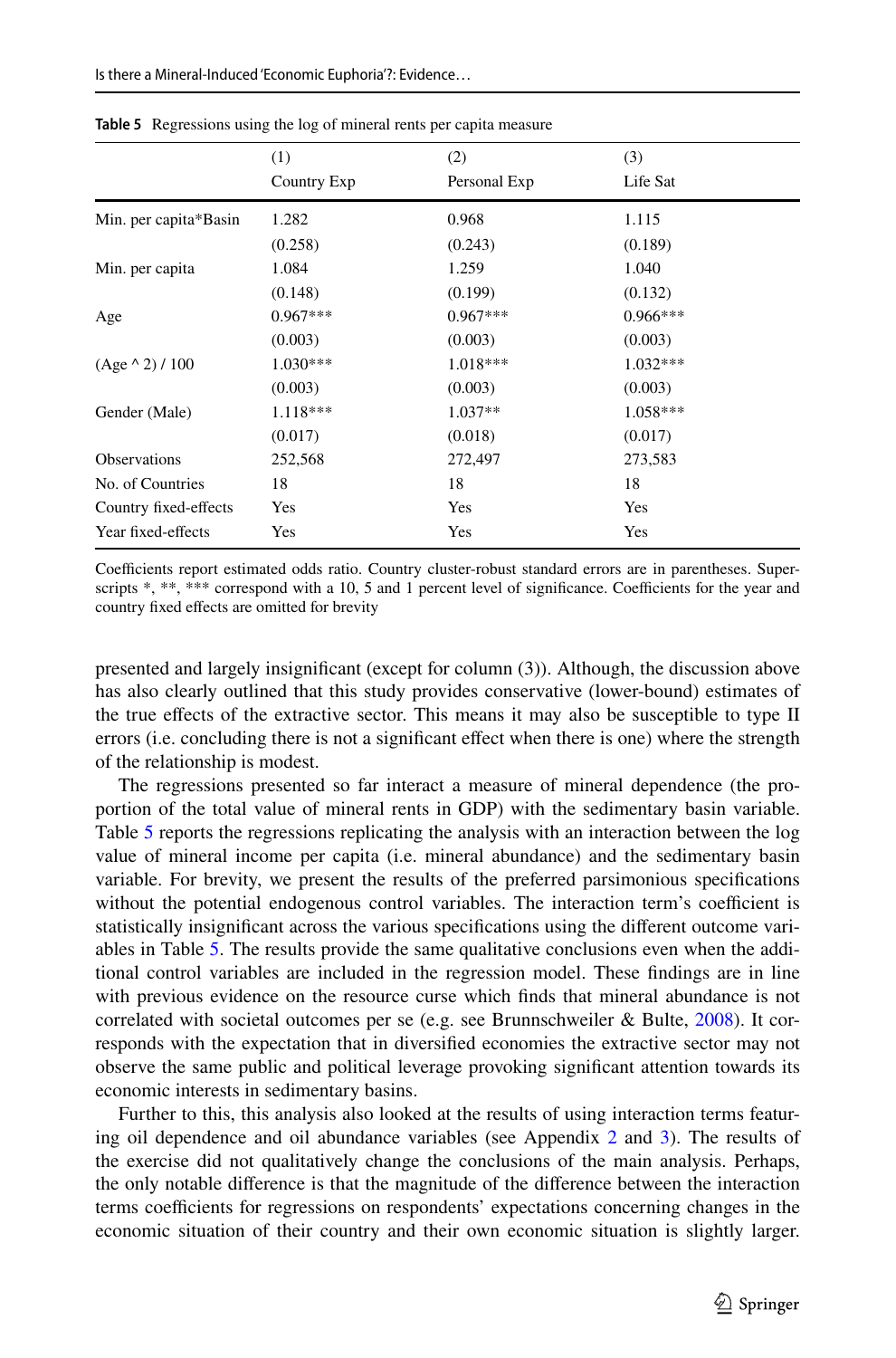**Table 5** Regressions using the log of mineral rents per capita measure

| | (1) Country Exp | (2) Personal Exp | (3) Life Sat |
|---|---|---|---|
| Min. per capita*Basin | 1.282 | 0.968 | 1.115 |
| | (0.258) | (0.243) | (0.189) |
| Min. per capita | 1.084 | 1.259 | 1.040 |
| | (0.148) | (0.199) | (0.132) |
| Age | 0.967*** | 0.967*** | 0.966*** |
| | (0.003) | (0.003) | (0.003) |
| (Age ^ 2) / 100 | 1.030*** | 1.018*** | 1.032*** |
| | (0.003) | (0.003) | (0.003) |
| Gender (Male) | 1.118*** | 1.037** | 1.058*** |
| | (0.017) | (0.018) | (0.017) |
| Observations | 252,568 | 272,497 | 273,583 |
| No. of Countries | 18 | 18 | 18 |
| Country fixed-effects | Yes | Yes | Yes |
| Year fixed-effects | Yes | Yes | Yes |

Coefficients report estimated odds ratio. Country cluster-robust standard errors are in parentheses. Superscripts *, **, *** correspond with a 10, 5 and 1 percent level of significance. Coefficients for the year and country fixed effects are omitted for brevity

presented and largely insignificant (except for column (3)). Although, the discussion above has also clearly outlined that this study provides conservative (lower-bound) estimates of the true effects of the extractive sector. This means it may also be susceptible to type II errors (i.e. concluding there is not a significant effect when there is one) where the strength of the relationship is modest.

The regressions presented so far interact a measure of mineral dependence (the proportion of the total value of mineral rents in GDP) with the sedimentary basin variable. Table 5 reports the regressions replicating the analysis with an interaction between the log value of mineral income per capita (i.e. mineral abundance) and the sedimentary basin variable. For brevity, we present the results of the preferred parsimonious specifications without the potential endogenous control variables. The interaction term's coefficient is statistically insignificant across the various specifications using the different outcome variables in Table 5. The results provide the same qualitative conclusions even when the additional control variables are included in the regression model. These findings are in line with previous evidence on the resource curse which finds that mineral abundance is not correlated with societal outcomes per se (e.g. see Brunnschweiler & Bulte, 2008). It corresponds with the expectation that in diversified economies the extractive sector may not observe the same public and political leverage provoking significant attention towards its economic interests in sedimentary basins.

Further to this, this analysis also looked at the results of using interaction terms featuring oil dependence and oil abundance variables (see Appendix 2 and 3). The results of the exercise did not qualitatively change the conclusions of the main analysis. Perhaps, the only notable difference is that the magnitude of the difference between the interaction terms coefficients for regressions on respondents' expectations concerning changes in the economic situation of their country and their own economic situation is slightly larger.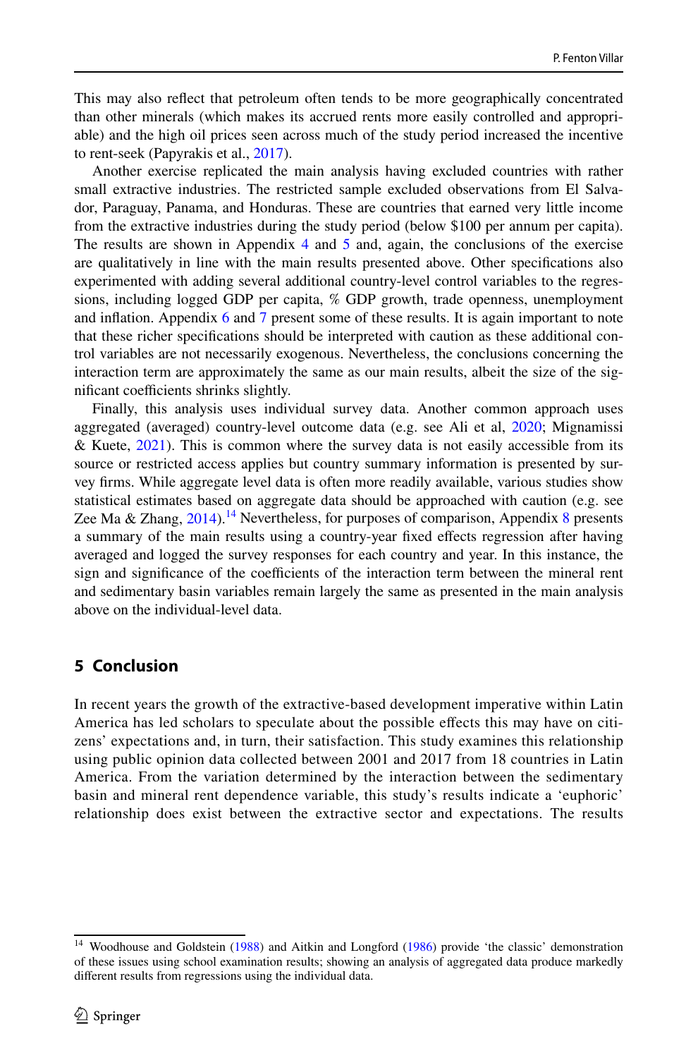This may also reflect that petroleum often tends to be more geographically concentrated than other minerals (which makes its accrued rents more easily controlled and appropriable) and the high oil prices seen across much of the study period increased the incentive to rent-seek (Papyrakis et al., 2017).

Another exercise replicated the main analysis having excluded countries with rather small extractive industries. The restricted sample excluded observations from El Salvador, Paraguay, Panama, and Honduras. These are countries that earned very little income from the extractive industries during the study period (below $100 per annum per capita). The results are shown in Appendix 4 and 5 and, again, the conclusions of the exercise are qualitatively in line with the main results presented above. Other specifications also experimented with adding several additional country-level control variables to the regressions, including logged GDP per capita, % GDP growth, trade openness, unemployment and inflation. Appendix 6 and 7 present some of these results. It is again important to note that these richer specifications should be interpreted with caution as these additional control variables are not necessarily exogenous. Nevertheless, the conclusions concerning the interaction term are approximately the same as our main results, albeit the size of the significant coefficients shrinks slightly.

Finally, this analysis uses individual survey data. Another common approach uses aggregated (averaged) country-level outcome data (e.g. see Ali et al, 2020; Mignamissi & Kuete, 2021). This is common where the survey data is not easily accessible from its source or restricted access applies but country summary information is presented by survey firms. While aggregate level data is often more readily available, various studies show statistical estimates based on aggregate data should be approached with caution (e.g. see Zee Ma & Zhang, 2014).[14] Nevertheless, for purposes of comparison, Appendix 8 presents a summary of the main results using a country-year fixed effects regression after having averaged and logged the survey responses for each country and year. In this instance, the sign and significance of the coefficients of the interaction term between the mineral rent and sedimentary basin variables remain largely the same as presented in the main analysis above on the individual-level data.

## 5 Conclusion

In recent years the growth of the extractive-based development imperative within Latin America has led scholars to speculate about the possible effects this may have on citizens' expectations and, in turn, their satisfaction. This study examines this relationship using public opinion data collected between 2001 and 2017 from 18 countries in Latin America. From the variation determined by the interaction between the sedimentary basin and mineral rent dependence variable, this study's results indicate a 'euphoric' relationship does exist between the extractive sector and expectations. The results

[14] Woodhouse and Goldstein (1988) and Aitkin and Longford (1986) provide 'the classic' demonstration of these issues using school examination results; showing an analysis of aggregated data produce markedly different results from regressions using the individual data.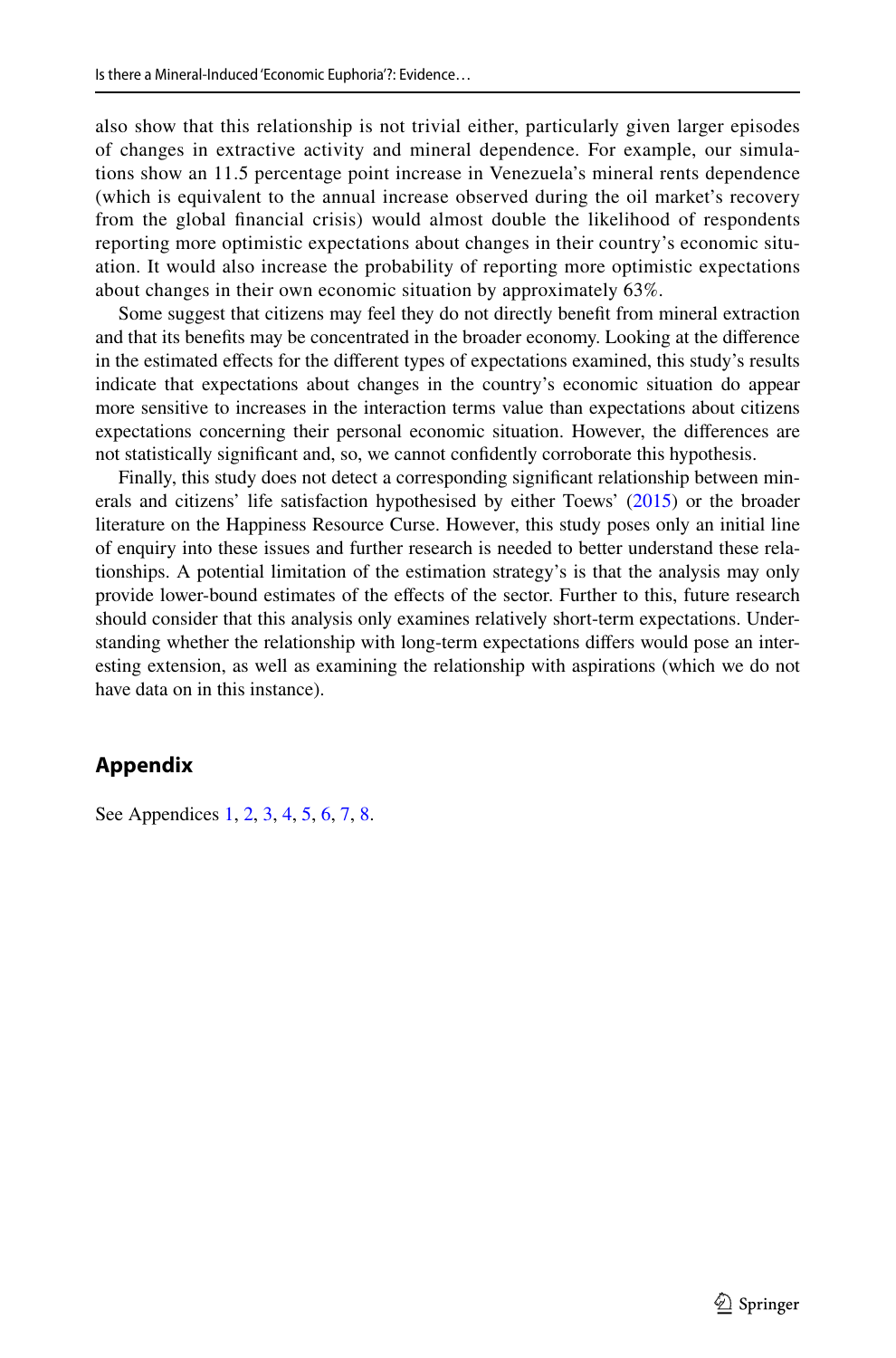also show that this relationship is not trivial either, particularly given larger episodes of changes in extractive activity and mineral dependence. For example, our simulations show an 11.5 percentage point increase in Venezuela's mineral rents dependence (which is equivalent to the annual increase observed during the oil market's recovery from the global financial crisis) would almost double the likelihood of respondents reporting more optimistic expectations about changes in their country's economic situation. It would also increase the probability of reporting more optimistic expectations about changes in their own economic situation by approximately 63%.

Some suggest that citizens may feel they do not directly benefit from mineral extraction and that its benefits may be concentrated in the broader economy. Looking at the difference in the estimated effects for the different types of expectations examined, this study's results indicate that expectations about changes in the country's economic situation do appear more sensitive to increases in the interaction terms value than expectations about citizens expectations concerning their personal economic situation. However, the differences are not statistically significant and, so, we cannot confidently corroborate this hypothesis.

Finally, this study does not detect a corresponding significant relationship between minerals and citizens' life satisfaction hypothesised by either Toews' (2015) or the broader literature on the Happiness Resource Curse. However, this study poses only an initial line of enquiry into these issues and further research is needed to better understand these relationships. A potential limitation of the estimation strategy's is that the analysis may only provide lower-bound estimates of the effects of the sector. Further to this, future research should consider that this analysis only examines relatively short-term expectations. Understanding whether the relationship with long-term expectations differs would pose an interesting extension, as well as examining the relationship with aspirations (which we do not have data on in this instance).

## Appendix

See Appendices 1, 2, 3, 4, 5, 6, 7, 8.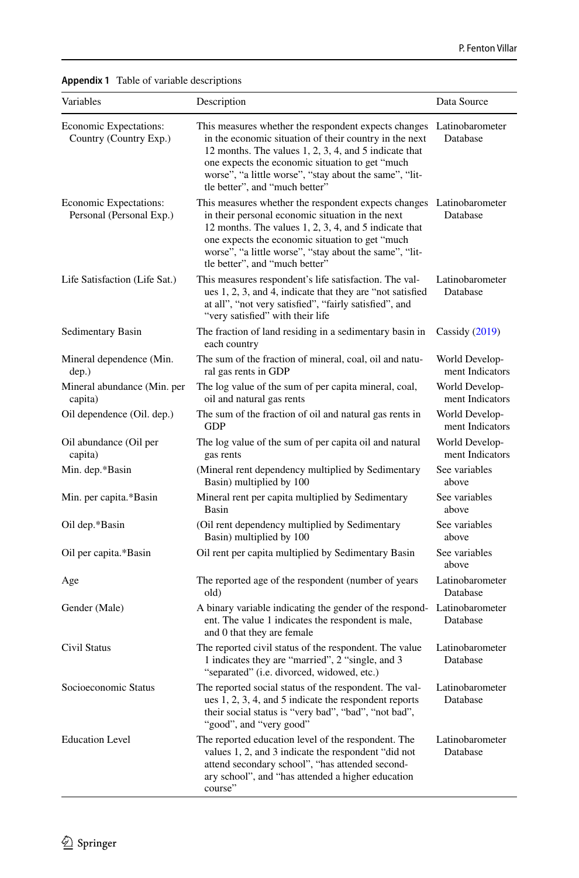**Appendix 1** Table of variable descriptions

| Variables | Description | Data Source |
|---|---|---|
| Economic Expectations: Country (Country Exp.) | This measures whether the respondent expects changes in the economic situation of their country in the next 12 months. The values 1, 2, 3, 4, and 5 indicate that one expects the economic situation to get "much worse", "a little worse", "stay about the same", "little better", and "much better" | Latinobarometer Database |
| Economic Expectations: Personal (Personal Exp.) | This measures whether the respondent expects changes in their personal economic situation in the next 12 months. The values 1, 2, 3, 4, and 5 indicate that one expects the economic situation to get "much worse", "a little worse", "stay about the same", "little better", and "much better" | Latinobarometer Database |
| Life Satisfaction (Life Sat.) | This measures respondent's life satisfaction. The values 1, 2, 3, and 4, indicate that they are "not satisfied at all", "not very satisfied", "fairly satisfied", and "very satisfied" with their life | Latinobarometer Database |
| Sedimentary Basin | The fraction of land residing in a sedimentary basin in each country | Cassidy (2019) |
| Mineral dependence (Min. dep.) | The sum of the fraction of mineral, coal, oil and natural gas rents in GDP | World Development Indicators |
| Mineral abundance (Min. per capita) | The log value of the sum of per capita mineral, coal, oil and natural gas rents | World Development Indicators |
| Oil dependence (Oil. dep.) | The sum of the fraction of oil and natural gas rents in GDP | World Development Indicators |
| Oil abundance (Oil per capita) | The log value of the sum of per capita oil and natural gas rents | World Development Indicators |
| Min. dep.*Basin | (Mineral rent dependency multiplied by Sedimentary Basin) multiplied by 100 | See variables above |
| Min. per capita.*Basin | Mineral rent per capita multiplied by Sedimentary Basin | See variables above |
| Oil dep.*Basin | (Oil rent dependency multiplied by Sedimentary Basin) multiplied by 100 | See variables above |
| Oil per capita.*Basin | Oil rent per capita multiplied by Sedimentary Basin | See variables above |
| Age | The reported age of the respondent (number of years old) | Latinobarometer Database |
| Gender (Male) | A binary variable indicating the gender of the respondent. The value 1 indicates the respondent is male, and 0 that they are female | Latinobarometer Database |
| Civil Status | The reported civil status of the respondent. The value 1 indicates they are "married", 2 "single, and 3 "separated" (i.e. divorced, widowed, etc.) | Latinobarometer Database |
| Socioeconomic Status | The reported social status of the respondent. The values 1, 2, 3, 4, and 5 indicate the respondent reports their social status is "very bad", "bad", "not bad", "good", and "very good" | Latinobarometer Database |
| Education Level | The reported education level of the respondent. The values 1, 2, and 3 indicate the respondent "did not attend secondary school", "has attended secondary school", and "has attended a higher education course" | Latinobarometer Database |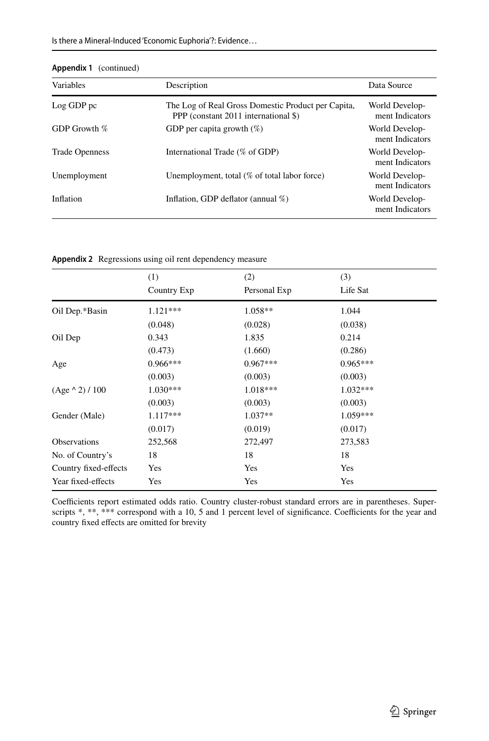**Appendix 1** (continued)

| Variables | Description | Data Source |
|---|---|---|
| Log GDP pc | The Log of Real Gross Domestic Product per Capita, PPP (constant 2011 international $) | World Development Indicators |
| GDP Growth % | GDP per capita growth (%) | World Development Indicators |
| Trade Openness | International Trade (% of GDP) | World Development Indicators |
| Unemployment | Unemployment, total (% of total labor force) | World Development Indicators |
| Inflation | Inflation, GDP deflator (annual %) | World Development Indicators |

**Appendix 2** Regressions using oil rent dependency measure

| | (1) Country Exp | (2) Personal Exp | (3) Life Sat |
|---|---|---|---|
| Oil Dep.*Basin | 1.121*** | 1.058** | 1.044 |
| | (0.048) | (0.028) | (0.038) |
| Oil Dep | 0.343 | 1.835 | 0.214 |
| | (0.473) | (1.660) | (0.286) |
| Age | 0.966*** | 0.967*** | 0.965*** |
| | (0.003) | (0.003) | (0.003) |
| (Age ^ 2) / 100 | 1.030*** | 1.018*** | 1.032*** |
| | (0.003) | (0.003) | (0.003) |
| Gender (Male) | 1.117*** | 1.037** | 1.059*** |
| | (0.017) | (0.019) | (0.017) |
| Observations | 252,568 | 272,497 | 273,583 |
| No. of Country's | 18 | 18 | 18 |
| Country fixed-effects | Yes | Yes | Yes |
| Year fixed-effects | Yes | Yes | Yes |

Coefficients report estimated odds ratio. Country cluster-robust standard errors are in parentheses. Superscripts *, **, *** correspond with a 10, 5 and 1 percent level of significance. Coefficients for the year and country fixed effects are omitted for brevity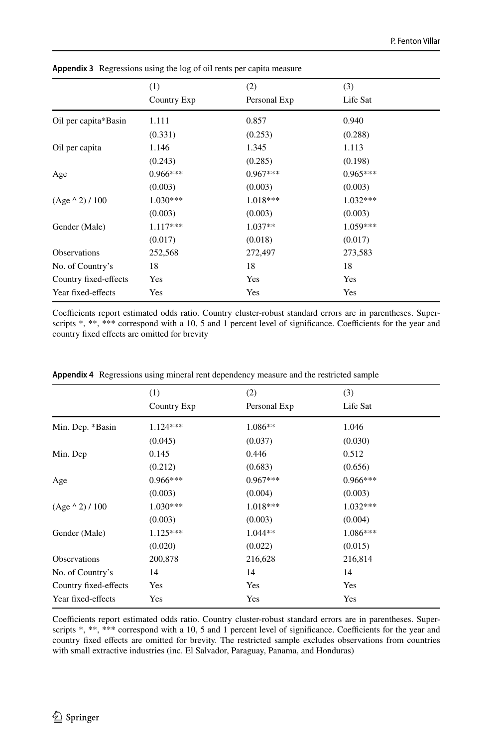**Appendix 3** Regressions using the log of oil rents per capita measure

| | (1) Country Exp | (2) Personal Exp | (3) Life Sat |
|---|---|---|---|
| Oil per capita*Basin | 1.111 | 0.857 | 0.940 |
| | (0.331) | (0.253) | (0.288) |
| Oil per capita | 1.146 | 1.345 | 1.113 |
| | (0.243) | (0.285) | (0.198) |
| Age | 0.966*** | 0.967*** | 0.965*** |
| | (0.003) | (0.003) | (0.003) |
| (Age ^ 2) / 100 | 1.030*** | 1.018*** | 1.032*** |
| | (0.003) | (0.003) | (0.003) |
| Gender (Male) | 1.117*** | 1.037** | 1.059*** |
| | (0.017) | (0.018) | (0.017) |
| Observations | 252,568 | 272,497 | 273,583 |
| No. of Country's | 18 | 18 | 18 |
| Country fixed-effects | Yes | Yes | Yes |
| Year fixed-effects | Yes | Yes | Yes |

Coefficients report estimated odds ratio. Country cluster-robust standard errors are in parentheses. Superscripts *, **, *** correspond with a 10, 5 and 1 percent level of significance. Coefficients for the year and country fixed effects are omitted for brevity

**Appendix 4** Regressions using mineral rent dependency measure and the restricted sample

| | (1) Country Exp | (2) Personal Exp | (3) Life Sat |
|---|---|---|---|
| Min. Dep. *Basin | 1.124*** | 1.086** | 1.046 |
| | (0.045) | (0.037) | (0.030) |
| Min. Dep | 0.145 | 0.446 | 0.512 |
| | (0.212) | (0.683) | (0.656) |
| Age | 0.966*** | 0.967*** | 0.966*** |
| | (0.003) | (0.004) | (0.003) |
| (Age ^ 2) / 100 | 1.030*** | 1.018*** | 1.032*** |
| | (0.003) | (0.003) | (0.004) |
| Gender (Male) | 1.125*** | 1.044** | 1.086*** |
| | (0.020) | (0.022) | (0.015) |
| Observations | 200,878 | 216,628 | 216,814 |
| No. of Country's | 14 | 14 | 14 |
| Country fixed-effects | Yes | Yes | Yes |
| Year fixed-effects | Yes | Yes | Yes |

Coefficients report estimated odds ratio. Country cluster-robust standard errors are in parentheses. Superscripts *, **, *** correspond with a 10, 5 and 1 percent level of significance. Coefficients for the year and country fixed effects are omitted for brevity. The restricted sample excludes observations from countries with small extractive industries (inc. El Salvador, Paraguay, Panama, and Honduras)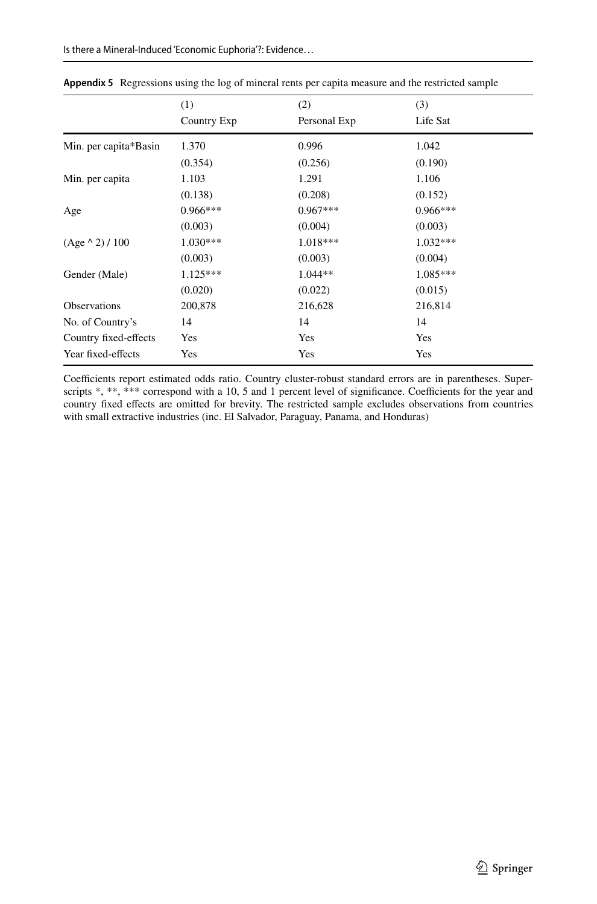**Appendix 5** Regressions using the log of mineral rents per capita measure and the restricted sample

| | (1) Country Exp | (2) Personal Exp | (3) Life Sat |
|---|---|---|---|
| Min. per capita*Basin | 1.370 | 0.996 | 1.042 |
| | (0.354) | (0.256) | (0.190) |
| Min. per capita | 1.103 | 1.291 | 1.106 |
| | (0.138) | (0.208) | (0.152) |
| Age | 0.966*** | 0.967*** | 0.966*** |
| | (0.003) | (0.004) | (0.003) |
| (Age ^ 2) / 100 | 1.030*** | 1.018*** | 1.032*** |
| | (0.003) | (0.003) | (0.004) |
| Gender (Male) | 1.125*** | 1.044** | 1.085*** |
| | (0.020) | (0.022) | (0.015) |
| Observations | 200,878 | 216,628 | 216,814 |
| No. of Country's | 14 | 14 | 14 |
| Country fixed-effects | Yes | Yes | Yes |
| Year fixed-effects | Yes | Yes | Yes |

Coefficients report estimated odds ratio. Country cluster-robust standard errors are in parentheses. Superscripts *, **, *** correspond with a 10, 5 and 1 percent level of significance. Coefficients for the year and country fixed effects are omitted for brevity. The restricted sample excludes observations from countries with small extractive industries (inc. El Salvador, Paraguay, Panama, and Honduras)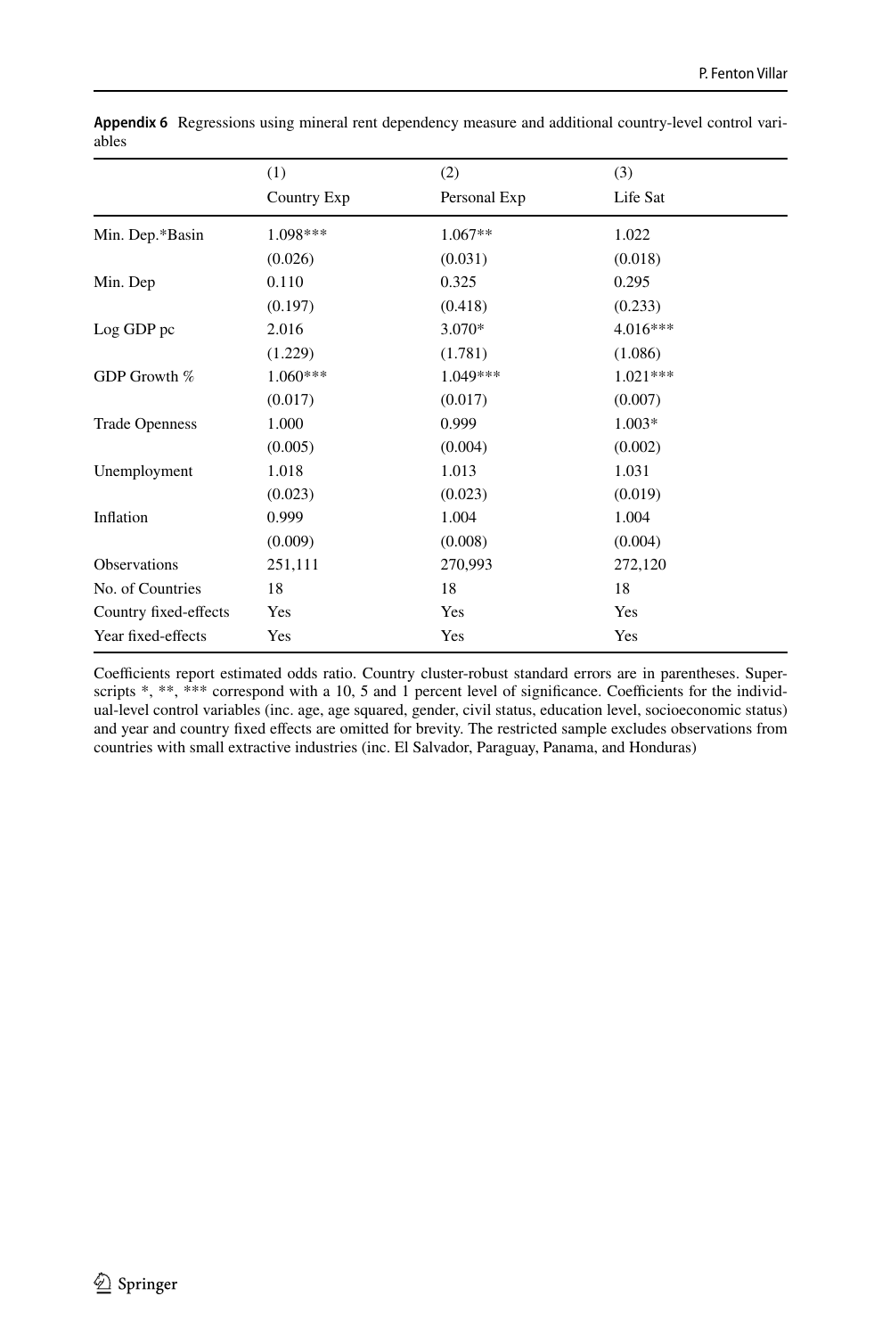**Appendix 6** Regressions using mineral rent dependency measure and additional country-level control variables

| | (1) | (2) | (3) |
|---|---|---|---|
| | Country Exp | Personal Exp | Life Sat |
| Min. Dep.*Basin | 1.098*** | 1.067** | 1.022 |
| | (0.026) | (0.031) | (0.018) |
| Min. Dep | 0.110 | 0.325 | 0.295 |
| | (0.197) | (0.418) | (0.233) |
| Log GDP pc | 2.016 | 3.070* | 4.016*** |
| | (1.229) | (1.781) | (1.086) |
| GDP Growth % | 1.060*** | 1.049*** | 1.021*** |
| | (0.017) | (0.017) | (0.007) |
| Trade Openness | 1.000 | 0.999 | 1.003* |
| | (0.005) | (0.004) | (0.002) |
| Unemployment | 1.018 | 1.013 | 1.031 |
| | (0.023) | (0.023) | (0.019) |
| Inflation | 0.999 | 1.004 | 1.004 |
| | (0.009) | (0.008) | (0.004) |
| Observations | 251,111 | 270,993 | 272,120 |
| No. of Countries | 18 | 18 | 18 |
| Country fixed-effects | Yes | Yes | Yes |
| Year fixed-effects | Yes | Yes | Yes |

Coefficients report estimated odds ratio. Country cluster-robust standard errors are in parentheses. Superscripts *, **, *** correspond with a 10, 5 and 1 percent level of significance. Coefficients for the individual-level control variables (inc. age, age squared, gender, civil status, education level, socioeconomic status) and year and country fixed effects are omitted for brevity. The restricted sample excludes observations from countries with small extractive industries (inc. El Salvador, Paraguay, Panama, and Honduras)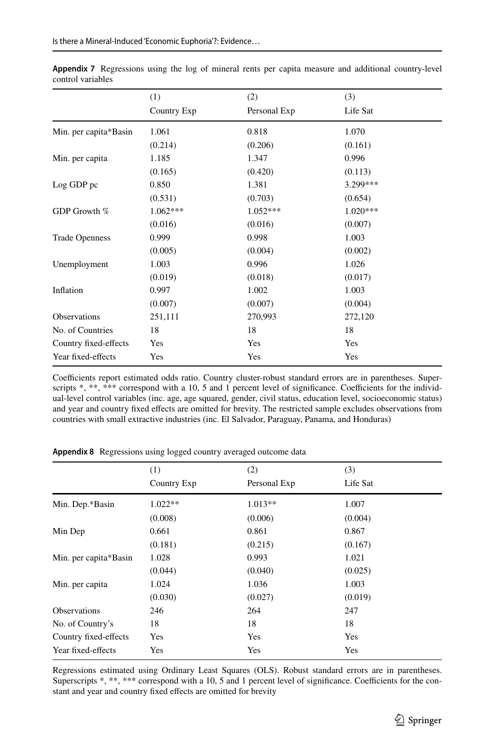**Appendix 7** Regressions using the log of mineral rents per capita measure and additional country-level control variables

| | (1) | (2) | (3) |
|---|---|---|---|
| | Country Exp | Personal Exp | Life Sat |
| Min. per capita*Basin | 1.061 | 0.818 | 1.070 |
| | (0.214) | (0.206) | (0.161) |
| Min. per capita | 1.185 | 1.347 | 0.996 |
| | (0.165) | (0.420) | (0.113) |
| Log GDP pc | 0.850 | 1.381 | 3.299*** |
| | (0.531) | (0.703) | (0.654) |
| GDP Growth % | 1.062*** | 1.052*** | 1.020*** |
| | (0.016) | (0.016) | (0.007) |
| Trade Openness | 0.999 | 0.998 | 1.003 |
| | (0.005) | (0.004) | (0.002) |
| Unemployment | 1.003 | 0.996 | 1.026 |
| | (0.019) | (0.018) | (0.017) |
| Inflation | 0.997 | 1.002 | 1.003 |
| | (0.007) | (0.007) | (0.004) |
| Observations | 251,111 | 270,993 | 272,120 |
| No. of Countries | 18 | 18 | 18 |
| Country fixed-effects | Yes | Yes | Yes |
| Year fixed-effects | Yes | Yes | Yes |

Coefficients report estimated odds ratio. Country cluster-robust standard errors are in parentheses. Superscripts *, **, *** correspond with a 10, 5 and 1 percent level of significance. Coefficients for the individual-level control variables (inc. age, age squared, gender, civil status, education level, socioeconomic status) and year and country fixed effects are omitted for brevity. The restricted sample excludes observations from countries with small extractive industries (inc. El Salvador, Paraguay, Panama, and Honduras)

**Appendix 8** Regressions using logged country averaged outcome data

| | (1) | (2) | (3) |
|---|---|---|---|
| | Country Exp | Personal Exp | Life Sat |
| Min. Dep.*Basin | 1.022** | 1.013** | 1.007 |
| | (0.008) | (0.006) | (0.004) |
| Min Dep | 0.661 | 0.861 | 0.867 |
| | (0.181) | (0.215) | (0.167) |
| Min. per capita*Basin | 1.028 | 0.993 | 1.021 |
| | (0.044) | (0.040) | (0.025) |
| Min. per capita | 1.024 | 1.036 | 1.003 |
| | (0.030) | (0.027) | (0.019) |
| Observations | 246 | 264 | 247 |
| No. of Country's | 18 | 18 | 18 |
| Country fixed-effects | Yes | Yes | Yes |
| Year fixed-effects | Yes | Yes | Yes |

Regressions estimated using Ordinary Least Squares (OLS). Robust standard errors are in parentheses. Superscripts *, **, *** correspond with a 10, 5 and 1 percent level of significance. Coefficients for the constant and year and country fixed effects are omitted for brevity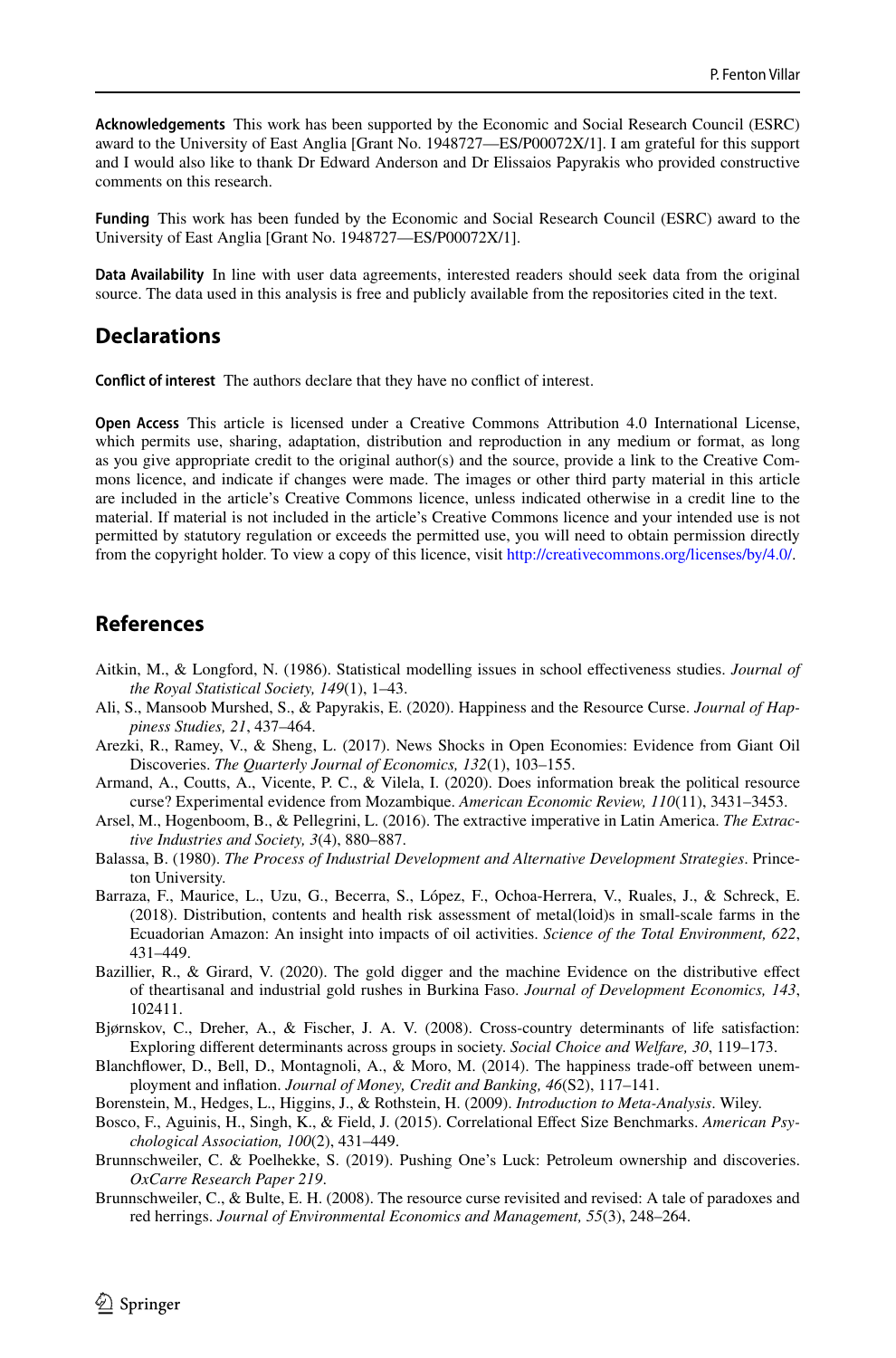**Acknowledgements** This work has been supported by the Economic and Social Research Council (ESRC) award to the University of East Anglia [Grant No. 1948727—ES/P00072X/1]. I am grateful for this support and I would also like to thank Dr Edward Anderson and Dr Elissaios Papyrakis who provided constructive comments on this research.

**Funding** This work has been funded by the Economic and Social Research Council (ESRC) award to the University of East Anglia [Grant No. 1948727—ES/P00072X/1].

**Data Availability** In line with user data agreements, interested readers should seek data from the original source. The data used in this analysis is free and publicly available from the repositories cited in the text.

## Declarations

**Conflict of interest** The authors declare that they have no conflict of interest.

**Open Access** This article is licensed under a Creative Commons Attribution 4.0 International License, which permits use, sharing, adaptation, distribution and reproduction in any medium or format, as long as you give appropriate credit to the original author(s) and the source, provide a link to the Creative Commons licence, and indicate if changes were made. The images or other third party material in this article are included in the article's Creative Commons licence, unless indicated otherwise in a credit line to the material. If material is not included in the article's Creative Commons licence and your intended use is not permitted by statutory regulation or exceeds the permitted use, you will need to obtain permission directly from the copyright holder. To view a copy of this licence, visit http://creativecommons.org/licenses/by/4.0/.

## References

Aitkin, M., & Longford, N. (1986). Statistical modelling issues in school effectiveness studies. *Journal of the Royal Statistical Society, 149*(1), 1–43.

Ali, S., Mansoob Murshed, S., & Papyrakis, E. (2020). Happiness and the Resource Curse. *Journal of Happiness Studies, 21*, 437–464.

Arezki, R., Ramey, V., & Sheng, L. (2017). News Shocks in Open Economies: Evidence from Giant Oil Discoveries. *The Quarterly Journal of Economics, 132*(1), 103–155.

Armand, A., Coutts, A., Vicente, P. C., & Vilela, I. (2020). Does information break the political resource curse? Experimental evidence from Mozambique. *American Economic Review, 110*(11), 3431–3453.

Arsel, M., Hogenboom, B., & Pellegrini, L. (2016). The extractive imperative in Latin America. *The Extractive Industries and Society, 3*(4), 880–887.

Balassa, B. (1980). *The Process of Industrial Development and Alternative Development Strategies*. Princeton University.

Barraza, F., Maurice, L., Uzu, G., Becerra, S., López, F., Ochoa-Herrera, V., Ruales, J., & Schreck, E. (2018). Distribution, contents and health risk assessment of metal(loid)s in small-scale farms in the Ecuadorian Amazon: An insight into impacts of oil activities. *Science of the Total Environment, 622*, 431–449.

Bazillier, R., & Girard, V. (2020). The gold digger and the machine Evidence on the distributive effect of theartisanal and industrial gold rushes in Burkina Faso. *Journal of Development Economics, 143*, 102411.

Bjørnskov, C., Dreher, A., & Fischer, J. A. V. (2008). Cross-country determinants of life satisfaction: Exploring different determinants across groups in society. *Social Choice and Welfare, 30*, 119–173.

Blanchflower, D., Bell, D., Montagnoli, A., & Moro, M. (2014). The happiness trade-off between unemployment and inflation. *Journal of Money, Credit and Banking, 46*(S2), 117–141.

Borenstein, M., Hedges, L., Higgins, J., & Rothstein, H. (2009). *Introduction to Meta-Analysis*. Wiley.

Bosco, F., Aguinis, H., Singh, K., & Field, J. (2015). Correlational Effect Size Benchmarks. *American Psychological Association, 100*(2), 431–449.

Brunnschweiler, C. & Poelhekke, S. (2019). Pushing One's Luck: Petroleum ownership and discoveries. *OxCarre Research Paper 219*.

Brunnschweiler, C., & Bulte, E. H. (2008). The resource curse revisited and revised: A tale of paradoxes and red herrings. *Journal of Environmental Economics and Management, 55*(3), 248–264.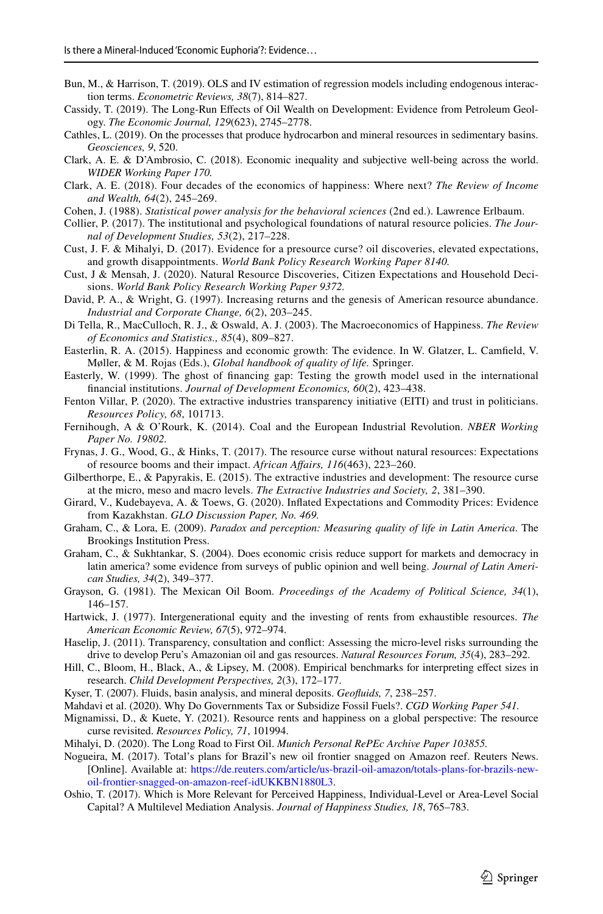Bun, M., & Harrison, T. (2019). OLS and IV estimation of regression models including endogenous interaction terms. *Econometric Reviews, 38*(7), 814–827.

Cassidy, T. (2019). The Long-Run Effects of Oil Wealth on Development: Evidence from Petroleum Geology. *The Economic Journal, 129*(623), 2745–2778.

Cathles, L. (2019). On the processes that produce hydrocarbon and mineral resources in sedimentary basins. *Geosciences, 9*, 520.

Clark, A. E. & D'Ambrosio, C. (2018). Economic inequality and subjective well-being across the world. *WIDER Working Paper 170.*

Clark, A. E. (2018). Four decades of the economics of happiness: Where next? *The Review of Income and Wealth, 64*(2), 245–269.

Cohen, J. (1988). *Statistical power analysis for the behavioral sciences* (2nd ed.). Lawrence Erlbaum.

Collier, P. (2017). The institutional and psychological foundations of natural resource policies. *The Journal of Development Studies, 53*(2), 217–228.

Cust, J. F. & Mihalyi, D. (2017). Evidence for a presource curse? oil discoveries, elevated expectations, and growth disappointments. *World Bank Policy Research Working Paper 8140.*

Cust, J & Mensah, J. (2020). Natural Resource Discoveries, Citizen Expectations and Household Decisions. *World Bank Policy Research Working Paper 9372.*

David, P. A., & Wright, G. (1997). Increasing returns and the genesis of American resource abundance. *Industrial and Corporate Change, 6*(2), 203–245.

Di Tella, R., MacCulloch, R. J., & Oswald, A. J. (2003). The Macroeconomics of Happiness. *The Review of Economics and Statistics., 85*(4), 809–827.

Easterlin, R. A. (2015). Happiness and economic growth: The evidence. In W. Glatzer, L. Camfield, V. Møller, & M. Rojas (Eds.), *Global handbook of quality of life.* Springer.

Easterly, W. (1999). The ghost of financing gap: Testing the growth model used in the international financial institutions. *Journal of Development Economics, 60*(2), 423–438.

Fenton Villar, P. (2020). The extractive industries transparency initiative (EITI) and trust in politicians. *Resources Policy, 68*, 101713.

Fernihough, A & O'Rourk, K. (2014). Coal and the European Industrial Revolution. *NBER Working Paper No. 19802.*

Frynas, J. G., Wood, G., & Hinks, T. (2017). The resource curse without natural resources: Expectations of resource booms and their impact. *African Affairs, 116*(463), 223–260.

Gilberthorpe, E., & Papyrakis, E. (2015). The extractive industries and development: The resource curse at the micro, meso and macro levels. *The Extractive Industries and Society, 2*, 381–390.

Girard, V., Kudebayeva, A. & Toews, G. (2020). Inflated Expectations and Commodity Prices: Evidence from Kazakhstan. *GLO Discussion Paper, No. 469.*

Graham, C., & Lora, E. (2009). *Paradox and perception: Measuring quality of life in Latin America*. The Brookings Institution Press.

Graham, C., & Sukhtankar, S. (2004). Does economic crisis reduce support for markets and democracy in latin america? some evidence from surveys of public opinion and well being. *Journal of Latin American Studies, 34*(2), 349–377.

Grayson, G. (1981). The Mexican Oil Boom. *Proceedings of the Academy of Political Science, 34*(1), 146–157.

Hartwick, J. (1977). Intergenerational equity and the investing of rents from exhaustible resources. *The American Economic Review, 67*(5), 972–974.

Haselip, J. (2011). Transparency, consultation and conflict: Assessing the micro-level risks surrounding the drive to develop Peru's Amazonian oil and gas resources. *Natural Resources Forum, 35*(4), 283–292.

Hill, C., Bloom, H., Black, A., & Lipsey, M. (2008). Empirical benchmarks for interpreting effect sizes in research. *Child Development Perspectives, 2*(3), 172–177.

Kyser, T. (2007). Fluids, basin analysis, and mineral deposits. *Geofluids, 7*, 238–257.

Mahdavi et al. (2020). Why Do Governments Tax or Subsidize Fossil Fuels?. *CGD Working Paper 541.*

Mignamissi, D., & Kuete, Y. (2021). Resource rents and happiness on a global perspective: The resource curse revisited. *Resources Policy, 71*, 101994.

Mihalyi, D. (2020). The Long Road to First Oil. *Munich Personal RePEc Archive Paper 103855.*

Nogueira, M. (2017). Total's plans for Brazil's new oil frontier snagged on Amazon reef. Reuters News. [Online]. Available at: https://de.reuters.com/article/us-brazil-oil-amazon/totals-plans-for-brazils-new-oil-frontier-snagged-on-amazon-reef-idUKKBN1880L3.

Oshio, T. (2017). Which is More Relevant for Perceived Happiness, Individual-Level or Area-Level Social Capital? A Multilevel Mediation Analysis. *Journal of Happiness Studies, 18*, 765–783.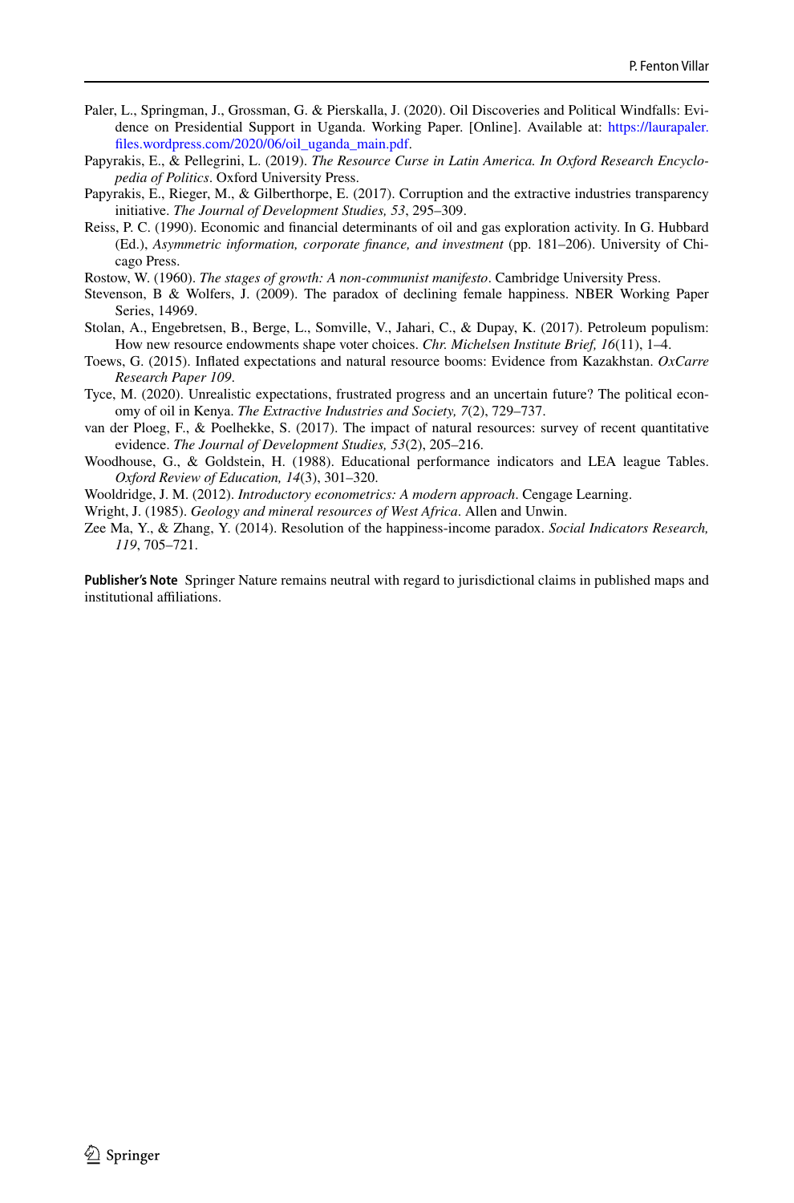Paler, L., Springman, J., Grossman, G. & Pierskalla, J. (2020). Oil Discoveries and Political Windfalls: Evidence on Presidential Support in Uganda. Working Paper. [Online]. Available at: https://laurapaler.files.wordpress.com/2020/06/oil_uganda_main.pdf.

Papyrakis, E., & Pellegrini, L. (2019). *The Resource Curse in Latin America. In Oxford Research Encyclopedia of Politics*. Oxford University Press.

Papyrakis, E., Rieger, M., & Gilberthorpe, E. (2017). Corruption and the extractive industries transparency initiative. *The Journal of Development Studies, 53*, 295–309.

Reiss, P. C. (1990). Economic and financial determinants of oil and gas exploration activity. In G. Hubbard (Ed.), *Asymmetric information, corporate finance, and investment* (pp. 181–206). University of Chicago Press.

Rostow, W. (1960). *The stages of growth: A non-communist manifesto*. Cambridge University Press.

Stevenson, B & Wolfers, J. (2009). The paradox of declining female happiness. NBER Working Paper Series, 14969.

Stolan, A., Engebretsen, B., Berge, L., Somville, V., Jahari, C., & Dupay, K. (2017). Petroleum populism: How new resource endowments shape voter choices. *Chr. Michelsen Institute Brief, 16*(11), 1–4.

Toews, G. (2015). Inflated expectations and natural resource booms: Evidence from Kazakhstan. *OxCarre Research Paper 109*.

Tyce, M. (2020). Unrealistic expectations, frustrated progress and an uncertain future? The political economy of oil in Kenya. *The Extractive Industries and Society, 7*(2), 729–737.

van der Ploeg, F., & Poelhekke, S. (2017). The impact of natural resources: survey of recent quantitative evidence. *The Journal of Development Studies, 53*(2), 205–216.

Woodhouse, G., & Goldstein, H. (1988). Educational performance indicators and LEA league Tables. *Oxford Review of Education, 14*(3), 301–320.

Wooldridge, J. M. (2012). *Introductory econometrics: A modern approach*. Cengage Learning.

Wright, J. (1985). *Geology and mineral resources of West Africa*. Allen and Unwin.

Zee Ma, Y., & Zhang, Y. (2014). Resolution of the happiness-income paradox. *Social Indicators Research, 119*, 705–721.

**Publisher's Note** Springer Nature remains neutral with regard to jurisdictional claims in published maps and institutional affiliations.